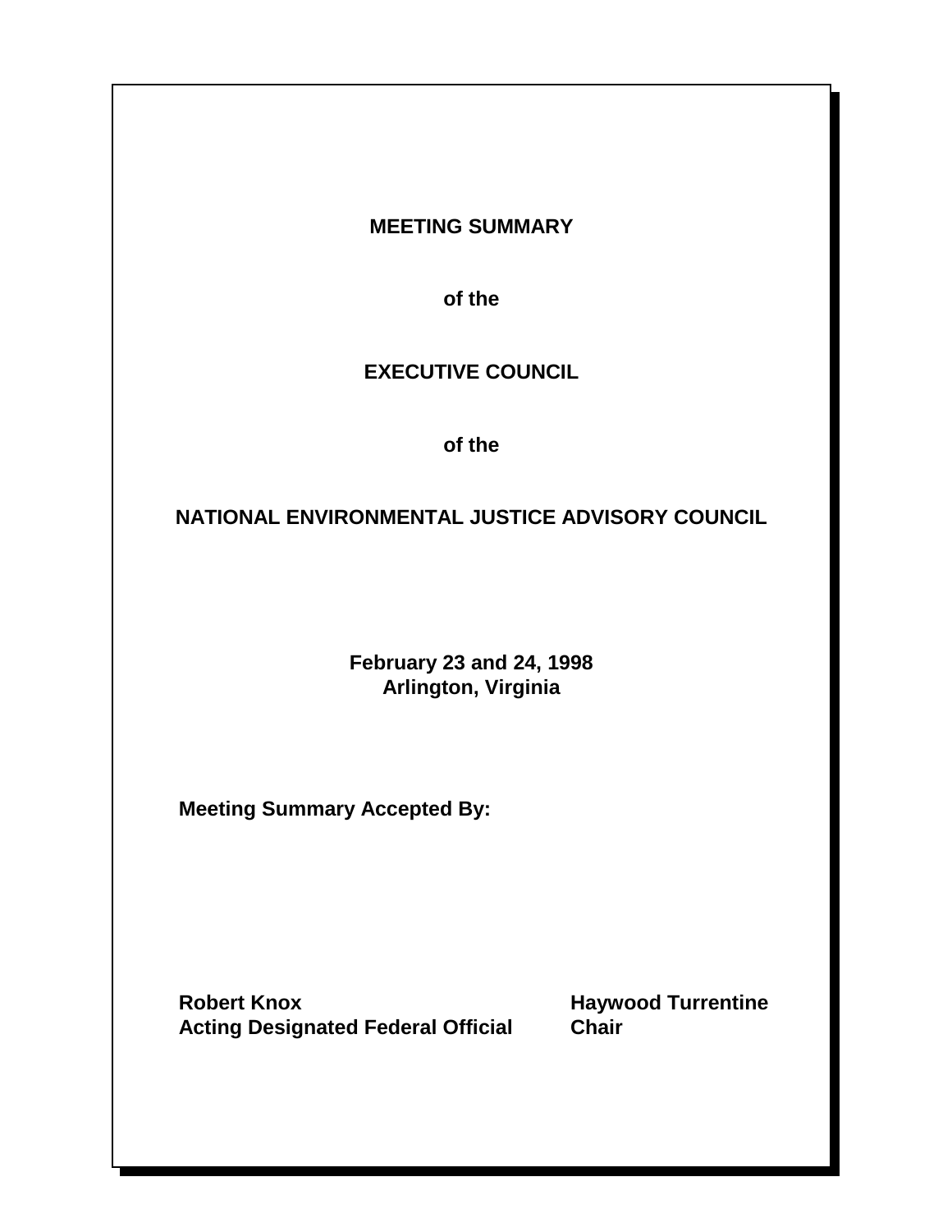# MEETING SUMMARY

**of the**

**EXECUTIVE COUNCIL**

**of the**

**NATIONAL ENVIRONMENTAL JUSTICE ADVISORY COUNCIL**

**February 23 and 24, 1998**
**Arlington, Virginia**

**Meeting Summary Accepted By:**

| | |
|---|---|
| **Robert Knox** | **Haywood Turrentine** |
| **Acting Designated Federal Official** | **Chair** |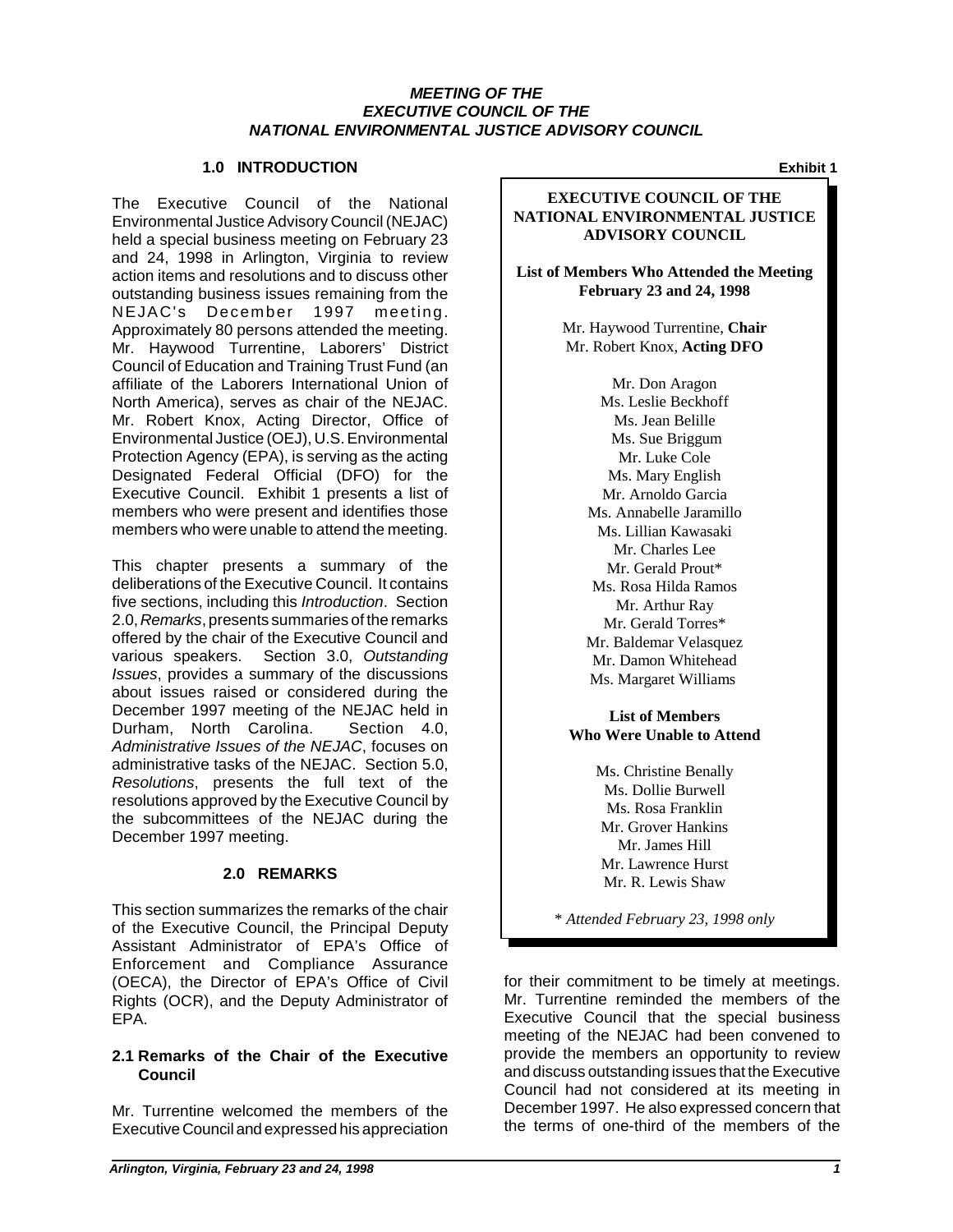# MEETING OF THE EXECUTIVE COUNCIL OF THE NATIONAL ENVIRONMENTAL JUSTICE ADVISORY COUNCIL

## 1.0 INTRODUCTION

The Executive Council of the National Environmental Justice Advisory Council (NEJAC) held a special business meeting on February 23 and 24, 1998 in Arlington, Virginia to review action items and resolutions and to discuss other outstanding business issues remaining from the NEJAC's December 1997 meeting. Approximately 80 persons attended the meeting. Mr. Haywood Turrentine, Laborers' District Council of Education and Training Trust Fund (an affiliate of the Laborers International Union of North America), serves as chair of the NEJAC. Mr. Robert Knox, Acting Director, Office of Environmental Justice (OEJ), U.S. Environmental Protection Agency (EPA), is serving as the acting Designated Federal Official (DFO) for the Executive Council. Exhibit 1 presents a list of members who were present and identifies those members who were unable to attend the meeting.

This chapter presents a summary of the deliberations of the Executive Council. It contains five sections, including this *Introduction*. Section 2.0, *Remarks*, presents summaries of the remarks offered by the chair of the Executive Council and various speakers. Section 3.0, *Outstanding Issues*, provides a summary of the discussions about issues raised or considered during the December 1997 meeting of the NEJAC held in Durham, North Carolina. Section 4.0, *Administrative Issues of the NEJAC*, focuses on administrative tasks of the NEJAC. Section 5.0, *Resolutions*, presents the full text of the resolutions approved by the Executive Council by the subcommittees of the NEJAC during the December 1997 meeting.

**Exhibit 1**

**EXECUTIVE COUNCIL OF THE NATIONAL ENVIRONMENTAL JUSTICE ADVISORY COUNCIL**

**List of Members Who Attended the Meeting February 23 and 24, 1998**

Mr. Haywood Turrentine, **Chair**
Mr. Robert Knox, **Acting DFO**

Mr. Don Aragon
Ms. Leslie Beckhoff
Ms. Jean Belille
Ms. Sue Briggum
Mr. Luke Cole
Ms. Mary English
Mr. Arnoldo Garcia
Ms. Annabelle Jaramillo
Ms. Lillian Kawasaki
Mr. Charles Lee
Mr. Gerald Prout*
Ms. Rosa Hilda Ramos
Mr. Arthur Ray
Mr. Gerald Torres*
Mr. Baldemar Velasquez
Mr. Damon Whitehead
Ms. Margaret Williams

**List of Members Who Were Unable to Attend**

Ms. Christine Benally
Ms. Dollie Burwell
Ms. Rosa Franklin
Mr. Grover Hankins
Mr. James Hill
Mr. Lawrence Hurst
Mr. R. Lewis Shaw

*\* Attended February 23, 1998 only*

## 2.0 REMARKS

This section summarizes the remarks of the chair of the Executive Council, the Principal Deputy Assistant Administrator of EPA's Office of Enforcement and Compliance Assurance (OECA), the Director of EPA's Office of Civil Rights (OCR), and the Deputy Administrator of EPA.

### 2.1 Remarks of the Chair of the Executive Council

Mr. Turrentine welcomed the members of the Executive Council and expressed his appreciation for their commitment to be timely at meetings. Mr. Turrentine reminded the members of the Executive Council that the special business meeting of the NEJAC had been convened to provide the members an opportunity to review and discuss outstanding issues that the Executive Council had not considered at its meeting in December 1997. He also expressed concern that the terms of one-third of the members of the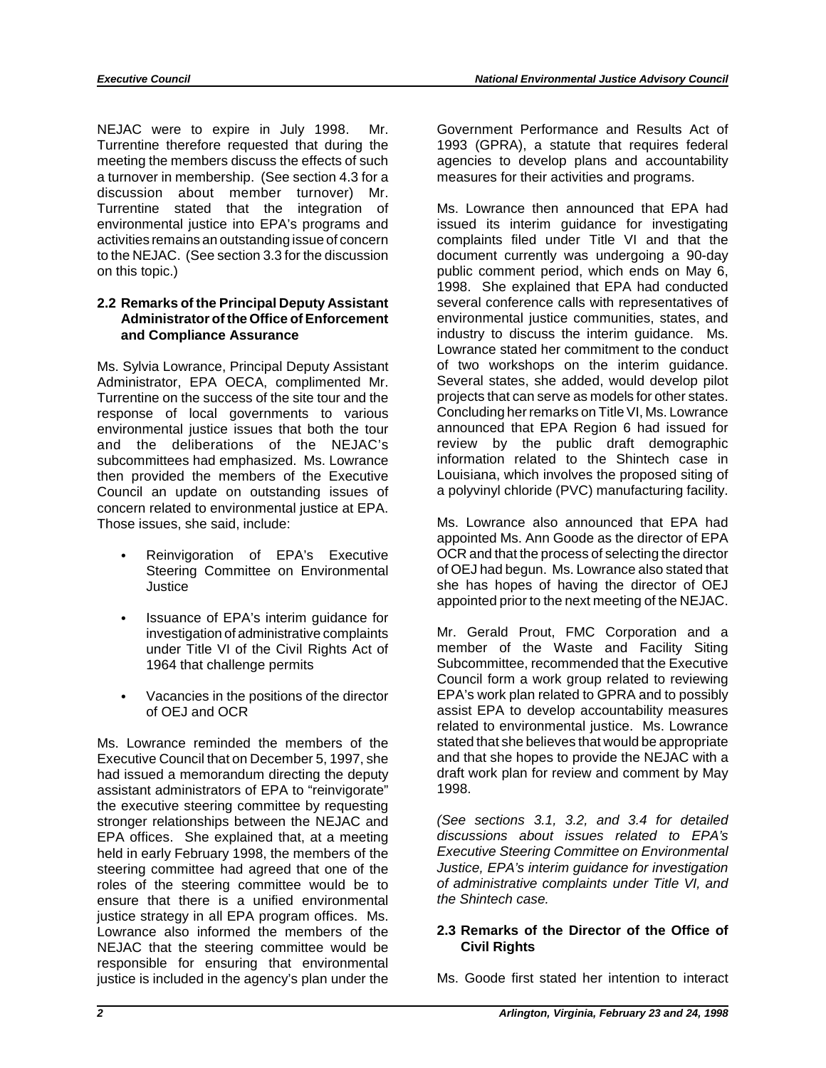NEJAC were to expire in July 1998. Mr. Turrentine therefore requested that during the meeting the members discuss the effects of such a turnover in membership. (See section 4.3 for a discussion about member turnover) Mr. Turrentine stated that the integration of environmental justice into EPA's programs and activities remains an outstanding issue of concern to the NEJAC. (See section 3.3 for the discussion on this topic.)

## 2.2 Remarks of the Principal Deputy Assistant Administrator of the Office of Enforcement and Compliance Assurance

Ms. Sylvia Lowrance, Principal Deputy Assistant Administrator, EPA OECA, complimented Mr. Turrentine on the success of the site tour and the response of local governments to various environmental justice issues that both the tour and the deliberations of the NEJAC's subcommittees had emphasized. Ms. Lowrance then provided the members of the Executive Council an update on outstanding issues of concern related to environmental justice at EPA. Those issues, she said, include:

- Reinvigoration of EPA's Executive Steering Committee on Environmental Justice
- Issuance of EPA's interim guidance for investigation of administrative complaints under Title VI of the Civil Rights Act of 1964 that challenge permits
- Vacancies in the positions of the director of OEJ and OCR

Ms. Lowrance reminded the members of the Executive Council that on December 5, 1997, she had issued a memorandum directing the deputy assistant administrators of EPA to "reinvigorate" the executive steering committee by requesting stronger relationships between the NEJAC and EPA offices. She explained that, at a meeting held in early February 1998, the members of the steering committee had agreed that one of the roles of the steering committee would be to ensure that there is a unified environmental justice strategy in all EPA program offices. Ms. Lowrance also informed the members of the NEJAC that the steering committee would be responsible for ensuring that environmental justice is included in the agency's plan under the Government Performance and Results Act of 1993 (GPRA), a statute that requires federal agencies to develop plans and accountability measures for their activities and programs.

Ms. Lowrance then announced that EPA had issued its interim guidance for investigating complaints filed under Title VI and that the document currently was undergoing a 90-day public comment period, which ends on May 6, 1998. She explained that EPA had conducted several conference calls with representatives of environmental justice communities, states, and industry to discuss the interim guidance. Ms. Lowrance stated her commitment to the conduct of two workshops on the interim guidance. Several states, she added, would develop pilot projects that can serve as models for other states. Concluding her remarks on Title VI, Ms. Lowrance announced that EPA Region 6 had issued for review by the public draft demographic information related to the Shintech case in Louisiana, which involves the proposed siting of a polyvinyl chloride (PVC) manufacturing facility.

Ms. Lowrance also announced that EPA had appointed Ms. Ann Goode as the director of EPA OCR and that the process of selecting the director of OEJ had begun. Ms. Lowrance also stated that she has hopes of having the director of OEJ appointed prior to the next meeting of the NEJAC.

Mr. Gerald Prout, FMC Corporation and a member of the Waste and Facility Siting Subcommittee, recommended that the Executive Council form a work group related to reviewing EPA's work plan related to GPRA and to possibly assist EPA to develop accountability measures related to environmental justice. Ms. Lowrance stated that she believes that would be appropriate and that she hopes to provide the NEJAC with a draft work plan for review and comment by May 1998.

*(See sections 3.1, 3.2, and 3.4 for detailed discussions about issues related to EPA's Executive Steering Committee on Environmental Justice, EPA's interim guidance for investigation of administrative complaints under Title VI, and the Shintech case.*

## 2.3 Remarks of the Director of the Office of Civil Rights

Ms. Goode first stated her intention to interact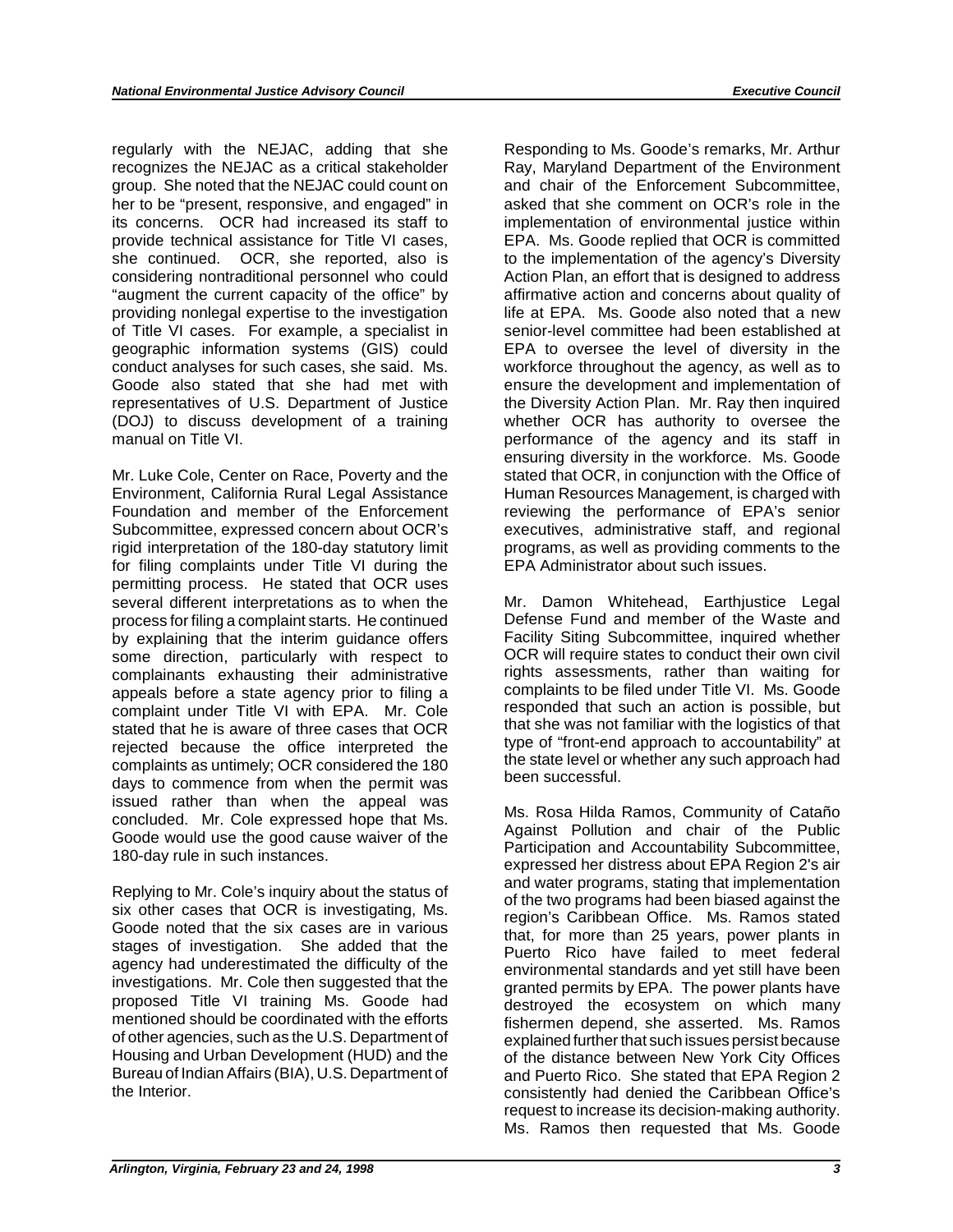regularly with the NEJAC, adding that she recognizes the NEJAC as a critical stakeholder group. She noted that the NEJAC could count on her to be "present, responsive, and engaged" in its concerns. OCR had increased its staff to provide technical assistance for Title VI cases, she continued. OCR, she reported, also is considering nontraditional personnel who could "augment the current capacity of the office" by providing nonlegal expertise to the investigation of Title VI cases. For example, a specialist in geographic information systems (GIS) could conduct analyses for such cases, she said. Ms. Goode also stated that she had met with representatives of U.S. Department of Justice (DOJ) to discuss development of a training manual on Title VI.

Mr. Luke Cole, Center on Race, Poverty and the Environment, California Rural Legal Assistance Foundation and member of the Enforcement Subcommittee, expressed concern about OCR's rigid interpretation of the 180-day statutory limit for filing complaints under Title VI during the permitting process. He stated that OCR uses several different interpretations as to when the process for filing a complaint starts. He continued by explaining that the interim guidance offers some direction, particularly with respect to complainants exhausting their administrative appeals before a state agency prior to filing a complaint under Title VI with EPA. Mr. Cole stated that he is aware of three cases that OCR rejected because the office interpreted the complaints as untimely; OCR considered the 180 days to commence from when the permit was issued rather than when the appeal was concluded. Mr. Cole expressed hope that Ms. Goode would use the good cause waiver of the 180-day rule in such instances.

Replying to Mr. Cole's inquiry about the status of six other cases that OCR is investigating, Ms. Goode noted that the six cases are in various stages of investigation. She added that the agency had underestimated the difficulty of the investigations. Mr. Cole then suggested that the proposed Title VI training Ms. Goode had mentioned should be coordinated with the efforts of other agencies, such as the U.S. Department of Housing and Urban Development (HUD) and the Bureau of Indian Affairs (BIA), U.S. Department of the Interior.

Responding to Ms. Goode's remarks, Mr. Arthur Ray, Maryland Department of the Environment and chair of the Enforcement Subcommittee, asked that she comment on OCR's role in the implementation of environmental justice within EPA. Ms. Goode replied that OCR is committed to the implementation of the agency's Diversity Action Plan, an effort that is designed to address affirmative action and concerns about quality of life at EPA. Ms. Goode also noted that a new senior-level committee had been established at EPA to oversee the level of diversity in the workforce throughout the agency, as well as to ensure the development and implementation of the Diversity Action Plan. Mr. Ray then inquired whether OCR has authority to oversee the performance of the agency and its staff in ensuring diversity in the workforce. Ms. Goode stated that OCR, in conjunction with the Office of Human Resources Management, is charged with reviewing the performance of EPA's senior executives, administrative staff, and regional programs, as well as providing comments to the EPA Administrator about such issues.

Mr. Damon Whitehead, Earthjustice Legal Defense Fund and member of the Waste and Facility Siting Subcommittee, inquired whether OCR will require states to conduct their own civil rights assessments, rather than waiting for complaints to be filed under Title VI. Ms. Goode responded that such an action is possible, but that she was not familiar with the logistics of that type of "front-end approach to accountability" at the state level or whether any such approach had been successful.

Ms. Rosa Hilda Ramos, Community of Cataño Against Pollution and chair of the Public Participation and Accountability Subcommittee, expressed her distress about EPA Region 2's air and water programs, stating that implementation of the two programs had been biased against the region's Caribbean Office. Ms. Ramos stated that, for more than 25 years, power plants in Puerto Rico have failed to meet federal environmental standards and yet still have been granted permits by EPA. The power plants have destroyed the ecosystem on which many fishermen depend, she asserted. Ms. Ramos explained further that such issues persist because of the distance between New York City Offices and Puerto Rico. She stated that EPA Region 2 consistently had denied the Caribbean Office's request to increase its decision-making authority. Ms. Ramos then requested that Ms. Goode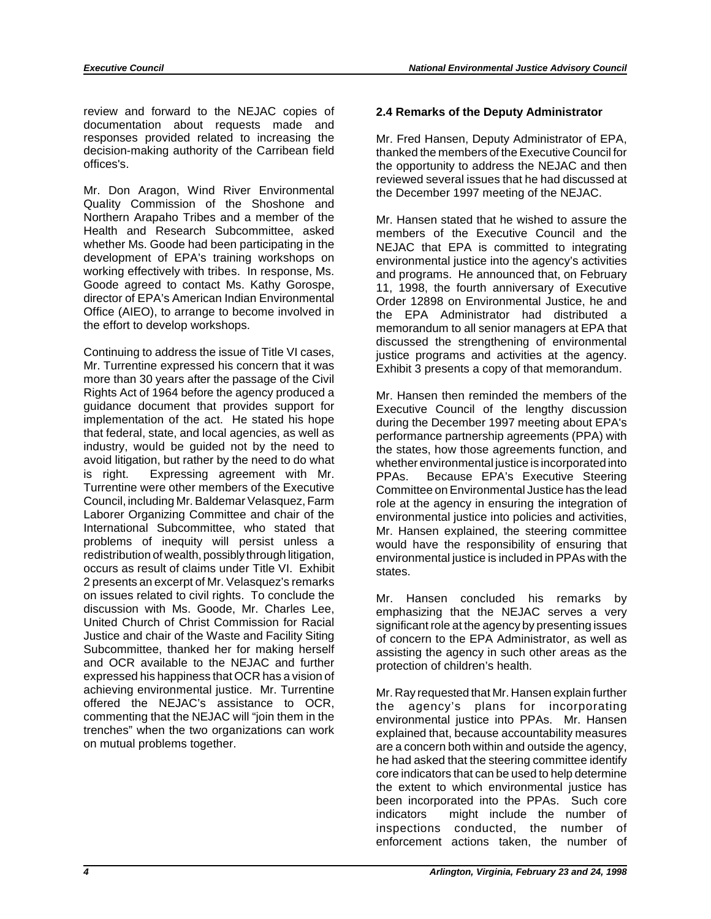review and forward to the NEJAC copies of documentation about requests made and responses provided related to increasing the decision-making authority of the Carribean field offices's.

Mr. Don Aragon, Wind River Environmental Quality Commission of the Shoshone and Northern Arapaho Tribes and a member of the Health and Research Subcommittee, asked whether Ms. Goode had been participating in the development of EPA's training workshops on working effectively with tribes. In response, Ms. Goode agreed to contact Ms. Kathy Gorospe, director of EPA's American Indian Environmental Office (AIEO), to arrange to become involved in the effort to develop workshops.

Continuing to address the issue of Title VI cases, Mr. Turrentine expressed his concern that it was more than 30 years after the passage of the Civil Rights Act of 1964 before the agency produced a guidance document that provides support for implementation of the act. He stated his hope that federal, state, and local agencies, as well as industry, would be guided not by the need to avoid litigation, but rather by the need to do what is right. Expressing agreement with Mr. Turrentine were other members of the Executive Council, including Mr. Baldemar Velasquez, Farm Laborer Organizing Committee and chair of the International Subcommittee, who stated that problems of inequity will persist unless a redistribution of wealth, possibly through litigation, occurs as result of claims under Title VI. Exhibit 2 presents an excerpt of Mr. Velasquez's remarks on issues related to civil rights. To conclude the discussion with Ms. Goode, Mr. Charles Lee, United Church of Christ Commission for Racial Justice and chair of the Waste and Facility Siting Subcommittee, thanked her for making herself and OCR available to the NEJAC and further expressed his happiness that OCR has a vision of achieving environmental justice. Mr. Turrentine offered the NEJAC's assistance to OCR, commenting that the NEJAC will "join them in the trenches" when the two organizations can work on mutual problems together.

### 2.4 Remarks of the Deputy Administrator

Mr. Fred Hansen, Deputy Administrator of EPA, thanked the members of the Executive Council for the opportunity to address the NEJAC and then reviewed several issues that he had discussed at the December 1997 meeting of the NEJAC.

Mr. Hansen stated that he wished to assure the members of the Executive Council and the NEJAC that EPA is committed to integrating environmental justice into the agency's activities and programs. He announced that, on February 11, 1998, the fourth anniversary of Executive Order 12898 on Environmental Justice, he and the EPA Administrator had distributed a memorandum to all senior managers at EPA that discussed the strengthening of environmental justice programs and activities at the agency. Exhibit 3 presents a copy of that memorandum.

Mr. Hansen then reminded the members of the Executive Council of the lengthy discussion during the December 1997 meeting about EPA's performance partnership agreements (PPA) with the states, how those agreements function, and whether environmental justice is incorporated into PPAs. Because EPA's Executive Steering Committee on Environmental Justice has the lead role at the agency in ensuring the integration of environmental justice into policies and activities, Mr. Hansen explained, the steering committee would have the responsibility of ensuring that environmental justice is included in PPAs with the states.

Mr. Hansen concluded his remarks by emphasizing that the NEJAC serves a very significant role at the agency by presenting issues of concern to the EPA Administrator, as well as assisting the agency in such other areas as the protection of children's health.

Mr. Ray requested that Mr. Hansen explain further the agency's plans for incorporating environmental justice into PPAs. Mr. Hansen explained that, because accountability measures are a concern both within and outside the agency, he had asked that the steering committee identify core indicators that can be used to help determine the extent to which environmental justice has been incorporated into the PPAs. Such core indicators might include the number of inspections conducted, the number of enforcement actions taken, the number of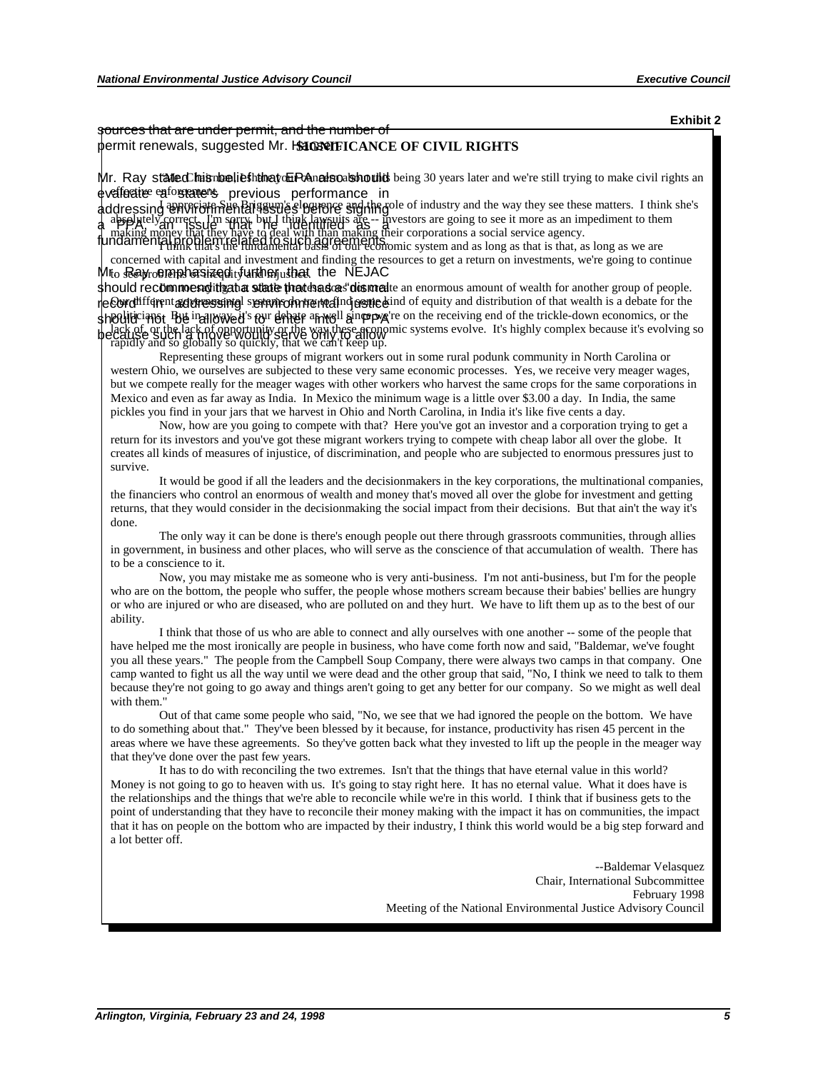sources that are under permit, and the number of permit renewals, suggested Mr. Ha

Mr. Ray stated his belief that EPA also should evaluate a state's previous performance in addressing environmental issues before signing a PPA, an issue that he identified as a fundamental problem related to such agreements.

Mr. Ray emphasized further that the NEJAC should recommend that a state that has a dismal record in addressing environmental justice should not be allowed to enter into a PPA because such a move would serve only to allow

**Exhibit 2**

**SIGNIFICANCE OF CIVIL RIGHTS**

Mr. Chairman, I think it's an anachronism that we're still being 30 years later and we're still trying to make civil rights an effective enforcement.

I appreciate Sue Briggum's eloquence and the role of industry and the way they see these matters. I think she's absolutely correct. I'm sorry, but I think lawsuits are -- investors are going to see it more as an impediment to them making money that they have to deal with than making their corporations a social service agency.

I think that's the fundamental basis of our economic system and as long as that is that, as long as we are concerned with capital and investment and finding the resources to get a return on investments, we're going to continue to see problems of inequity and injustice.

Our economic system continues to exploit one group of people to create an enormous amount of wealth for another group of people. Our different economic systems and trying to find some kind of equity and distribution of that wealth is a debate for the politicians. But in a way, it's our debate as well since we're on the receiving end of the trickle-down economics, or the lack of, or the lack of opportunity or the way these economic systems evolve. It's highly complex because it's evolving so rapidly and so globally so quickly, that we can't keep up.

Representing these groups of migrant workers out in some rural podunk community in North Carolina or western Ohio, we ourselves are subjected to these very same economic processes. Yes, we receive very meager wages, but we compete really for the meager wages with other workers who harvest the same crops for the same corporations in Mexico and even as far away as India. In Mexico the minimum wage is a little over $3.00 a day. In India, the same pickles you find in your jars that we harvest in Ohio and North Carolina, in India it's like five cents a day.

Now, how are you going to compete with that? Here you've got an investor and a corporation trying to get a return for its investors and you've got these migrant workers trying to compete with cheap labor all over the globe. It creates all kinds of measures of injustice, of discrimination, and people who are subjected to enormous pressures just to survive.

It would be good if all the leaders and the decisionmakers in the key corporations, the multinational companies, the financiers who control an enormous of wealth and money that's moved all over the globe for investment and getting returns, that they would consider in the decisionmaking the social impact from their decisions. But that ain't the way it's done.

The only way it can be done is there's enough people out there through grassroots communities, through allies in government, in business and other places, who will serve as the conscience of that accumulation of wealth. There has to be a conscience to it.

Now, you may mistake me as someone who is very anti-business. I'm not anti-business, but I'm for the people who are on the bottom, the people who suffer, the people whose mothers scream because their babies' bellies are hungry or who are injured or who are diseased, who are polluted on and they hurt. We have to lift them up as to the best of our ability.

I think that those of us who are able to connect and ally ourselves with one another -- some of the people that have helped me the most ironically are people in business, who have come forth now and said, "Baldemar, we've fought you all these years." The people from the Campbell Soup Company, there were always two camps in that company. One camp wanted to fight us all the way until we were dead and the other group that said, "No, I think we need to talk to them because they're not going to go away and things aren't going to get any better for our company. So we might as well deal with them."

Out of that came some people who said, "No, we see that we had ignored the people on the bottom. We have to do something about that." They've been blessed by it because, for instance, productivity has risen 45 percent in the areas where we have these agreements. So they've gotten back what they invested to lift up the people in the meager way that they've done over the past few years.

It has to do with reconciling the two extremes. Isn't that the things that have eternal value in this world? Money is not going to go to heaven with us. It's going to stay right here. It has no eternal value. What it does have is the relationships and the things that we're able to reconcile while we're in this world. I think that if business gets to the point of understanding that they have to reconcile their money making with the impact it has on communities, the impact that it has on people on the bottom who are impacted by their industry, I think this world would be a big step forward and a lot better off.

--Baldemar Velasquez
Chair, International Subcommittee
February 1998
Meeting of the National Environmental Justice Advisory Council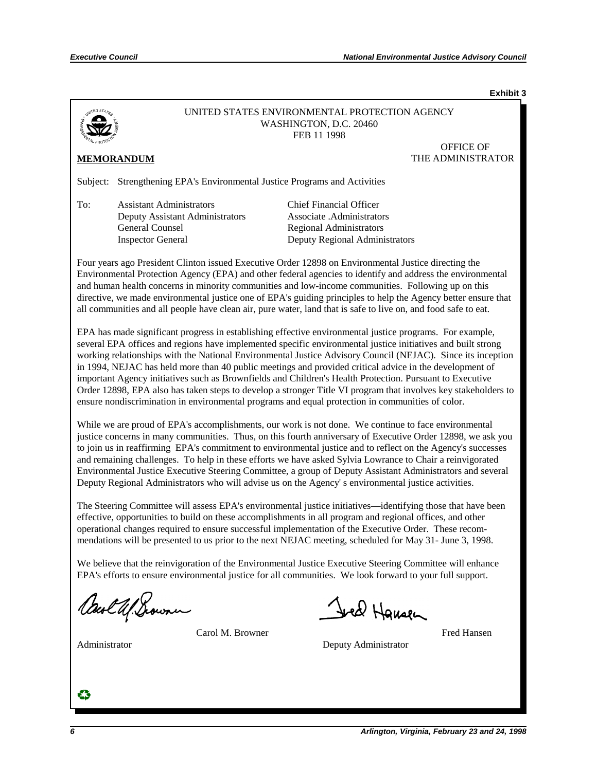**Exhibit 3**

UNITED STATES ENVIRONMENTAL PROTECTION AGENCY
WASHINGTON, D.C. 20460
FEB 11 1998

OFFICE OF
THE ADMINISTRATOR

**MEMORANDUM**

Subject: Strengthening EPA's Environmental Justice Programs and Activities

To: Assistant Administrators
Deputy Assistant Administrators
General Counsel
Inspector General
Chief Financial Officer
Associate .Administrators
Regional Administrators
Deputy Regional Administrators

Four years ago President Clinton issued Executive Order 12898 on Environmental Justice directing the Environmental Protection Agency (EPA) and other federal agencies to identify and address the environmental and human health concerns in minority communities and low-income communities. Following up on this directive, we made environmental justice one of EPA's guiding principles to help the Agency better ensure that all communities and all people have clean air, pure water, land that is safe to live on, and food safe to eat.

EPA has made significant progress in establishing effective environmental justice programs. For example, several EPA offices and regions have implemented specific environmental justice initiatives and built strong working relationships with the National Environmental Justice Advisory Council (NEJAC). Since its inception in 1994, NEJAC has held more than 40 public meetings and provided critical advice in the development of important Agency initiatives such as Brownfields and Children's Health Protection. Pursuant to Executive Order 12898, EPA also has taken steps to develop a stronger Title VI program that involves key stakeholders to ensure nondiscrimination in environmental programs and equal protection in communities of color.

While we are proud of EPA's accomplishments, our work is not done. We continue to face environmental justice concerns in many communities. Thus, on this fourth anniversary of Executive Order 12898, we ask you to join us in reaffirming EPA's commitment to environmental justice and to reflect on the Agency's successes and remaining challenges. To help in these efforts we have asked Sylvia Lowrance to Chair a reinvigorated Environmental Justice Executive Steering Committee, a group of Deputy Assistant Administrators and several Deputy Regional Administrators who will advise us on the Agency' s environmental justice activities.

The Steering Committee will assess EPA's environmental justice initiatives—identifying those that have been effective, opportunities to build on these accomplishments in all program and regional offices, and other operational changes required to ensure successful implementation of the Executive Order. These recommendations will be presented to us prior to the next NEJAC meeting, scheduled for May 31- June 3, 1998.

We believe that the reinvigoration of the Environmental Justice Executive Steering Committee will enhance EPA's efforts to ensure environmental justice for all communities. We look forward to your full support.

Carol M. Browner
Administrator

Fred Hansen
Deputy Administrator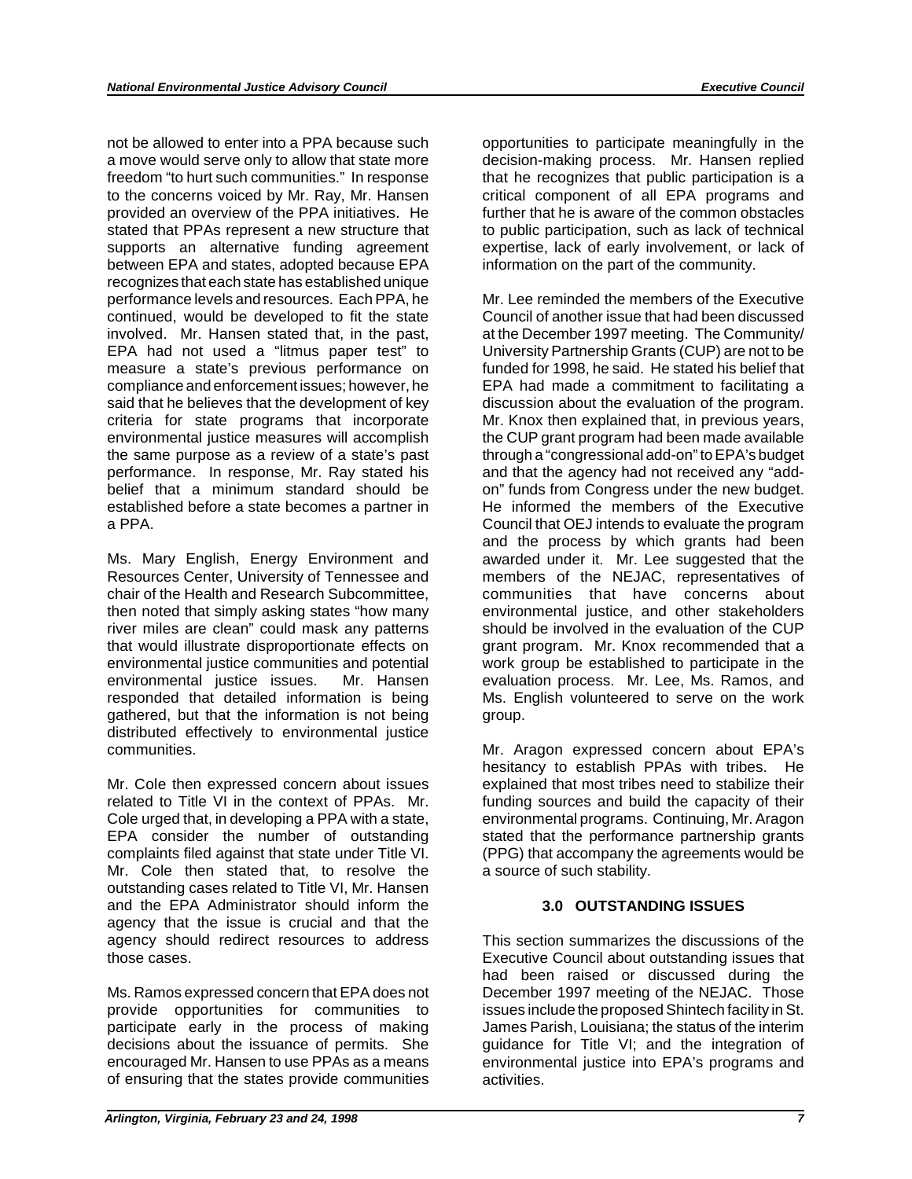not be allowed to enter into a PPA because such a move would serve only to allow that state more freedom "to hurt such communities." In response to the concerns voiced by Mr. Ray, Mr. Hansen provided an overview of the PPA initiatives. He stated that PPAs represent a new structure that supports an alternative funding agreement between EPA and states, adopted because EPA recognizes that each state has established unique performance levels and resources. Each PPA, he continued, would be developed to fit the state involved. Mr. Hansen stated that, in the past, EPA had not used a "litmus paper test" to measure a state's previous performance on compliance and enforcement issues; however, he said that he believes that the development of key criteria for state programs that incorporate environmental justice measures will accomplish the same purpose as a review of a state's past performance. In response, Mr. Ray stated his belief that a minimum standard should be established before a state becomes a partner in a PPA.

Ms. Mary English, Energy Environment and Resources Center, University of Tennessee and chair of the Health and Research Subcommittee, then noted that simply asking states "how many river miles are clean" could mask any patterns that would illustrate disproportionate effects on environmental justice communities and potential environmental justice issues. Mr. Hansen responded that detailed information is being gathered, but that the information is not being distributed effectively to environmental justice communities.

Mr. Cole then expressed concern about issues related to Title VI in the context of PPAs. Mr. Cole urged that, in developing a PPA with a state, EPA consider the number of outstanding complaints filed against that state under Title VI. Mr. Cole then stated that, to resolve the outstanding cases related to Title VI, Mr. Hansen and the EPA Administrator should inform the agency that the issue is crucial and that the agency should redirect resources to address those cases.

Ms. Ramos expressed concern that EPA does not provide opportunities for communities to participate early in the process of making decisions about the issuance of permits. She encouraged Mr. Hansen to use PPAs as a means of ensuring that the states provide communities opportunities to participate meaningfully in the decision-making process. Mr. Hansen replied that he recognizes that public participation is a critical component of all EPA programs and further that he is aware of the common obstacles to public participation, such as lack of technical expertise, lack of early involvement, or lack of information on the part of the community.

Mr. Lee reminded the members of the Executive Council of another issue that had been discussed at the December 1997 meeting. The Community/University Partnership Grants (CUP) are not to be funded for 1998, he said. He stated his belief that EPA had made a commitment to facilitating a discussion about the evaluation of the program. Mr. Knox then explained that, in previous years, the CUP grant program had been made available through a "congressional add-on" to EPA's budget and that the agency had not received any "add-on" funds from Congress under the new budget. He informed the members of the Executive Council that OEJ intends to evaluate the program and the process by which grants had been awarded under it. Mr. Lee suggested that the members of the NEJAC, representatives of communities that have concerns about environmental justice, and other stakeholders should be involved in the evaluation of the CUP grant program. Mr. Knox recommended that a work group be established to participate in the evaluation process. Mr. Lee, Ms. Ramos, and Ms. English volunteered to serve on the work group.

Mr. Aragon expressed concern about EPA's hesitancy to establish PPAs with tribes. He explained that most tribes need to stabilize their funding sources and build the capacity of their environmental programs. Continuing, Mr. Aragon stated that the performance partnership grants (PPG) that accompany the agreements would be a source of such stability.

## 3.0 OUTSTANDING ISSUES

This section summarizes the discussions of the Executive Council about outstanding issues that had been raised or discussed during the December 1997 meeting of the NEJAC. Those issues include the proposed Shintech facility in St. James Parish, Louisiana; the status of the interim guidance for Title VI; and the integration of environmental justice into EPA's programs and activities.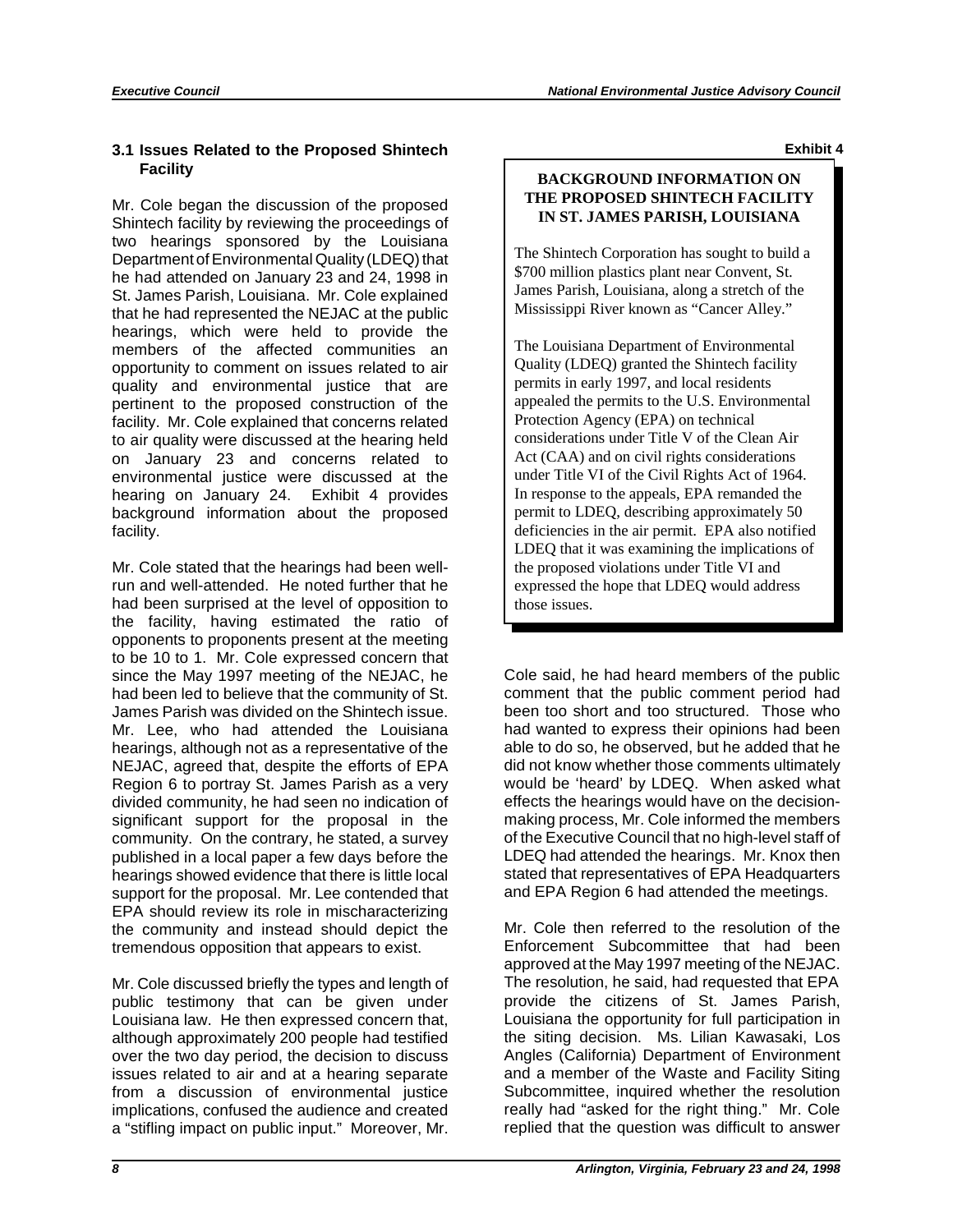### 3.1 Issues Related to the Proposed Shintech Facility

Mr. Cole began the discussion of the proposed Shintech facility by reviewing the proceedings of two hearings sponsored by the Louisiana Department of Environmental Quality (LDEQ) that he had attended on January 23 and 24, 1998 in St. James Parish, Louisiana. Mr. Cole explained that he had represented the NEJAC at the public hearings, which were held to provide the members of the affected communities an opportunity to comment on issues related to air quality and environmental justice that are pertinent to the proposed construction of the facility. Mr. Cole explained that concerns related to air quality were discussed at the hearing held on January 23 and concerns related to environmental justice were discussed at the hearing on January 24. Exhibit 4 provides background information about the proposed facility.

**Exhibit 4**

> **BACKGROUND INFORMATION ON THE PROPOSED SHINTECH FACILITY IN ST. JAMES PARISH, LOUISIANA**
>
> The Shintech Corporation has sought to build a $700 million plastics plant near Convent, St. James Parish, Louisiana, along a stretch of the Mississippi River known as "Cancer Alley."
>
> The Louisiana Department of Environmental Quality (LDEQ) granted the Shintech facility permits in early 1997, and local residents appealed the permits to the U.S. Environmental Protection Agency (EPA) on technical considerations under Title V of the Clean Air Act (CAA) and on civil rights considerations under Title VI of the Civil Rights Act of 1964. In response to the appeals, EPA remanded the permit to LDEQ, describing approximately 50 deficiencies in the air permit. EPA also notified LDEQ that it was examining the implications of the proposed violations under Title VI and expressed the hope that LDEQ would address those issues.

Mr. Cole stated that the hearings had been well-run and well-attended. He noted further that he had been surprised at the level of opposition to the facility, having estimated the ratio of opponents to proponents present at the meeting to be 10 to 1. Mr. Cole expressed concern that since the May 1997 meeting of the NEJAC, he had been led to believe that the community of St. James Parish was divided on the Shintech issue. Mr. Lee, who had attended the Louisiana hearings, although not as a representative of the NEJAC, agreed that, despite the efforts of EPA Region 6 to portray St. James Parish as a very divided community, he had seen no indication of significant support for the proposal in the community. On the contrary, he stated, a survey published in a local paper a few days before the hearings showed evidence that there is little local support for the proposal. Mr. Lee contended that EPA should review its role in mischaracterizing the community and instead should depict the tremendous opposition that appears to exist.

Mr. Cole discussed briefly the types and length of public testimony that can be given under Louisiana law. He then expressed concern that, although approximately 200 people had testified over the two day period, the decision to discuss issues related to air and at a hearing separate from a discussion of environmental justice implications, confused the audience and created a "stifling impact on public input." Moreover, Mr. Cole said, he had heard members of the public comment that the public comment period had been too short and too structured. Those who had wanted to express their opinions had been able to do so, he observed, but he added that he did not know whether those comments ultimately would be 'heard' by LDEQ. When asked what effects the hearings would have on the decision-making process, Mr. Cole informed the members of the Executive Council that no high-level staff of LDEQ had attended the hearings. Mr. Knox then stated that representatives of EPA Headquarters and EPA Region 6 had attended the meetings.

Mr. Cole then referred to the resolution of the Enforcement Subcommittee that had been approved at the May 1997 meeting of the NEJAC. The resolution, he said, had requested that EPA provide the citizens of St. James Parish, Louisiana the opportunity for full participation in the siting decision. Ms. Lilian Kawasaki, Los Angles (California) Department of Environment and a member of the Waste and Facility Siting Subcommittee, inquired whether the resolution really had "asked for the right thing." Mr. Cole replied that the question was difficult to answer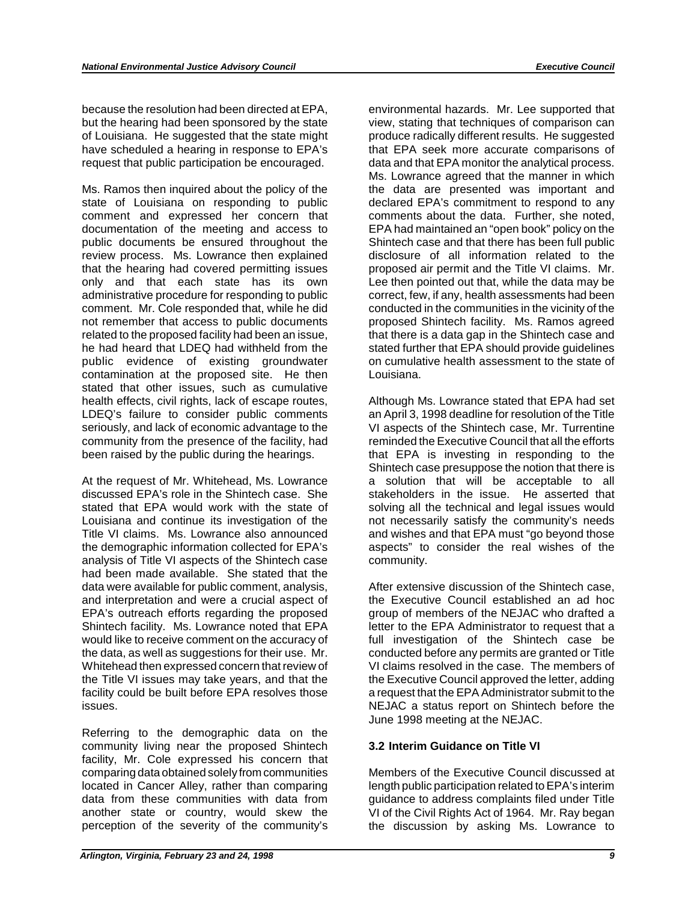because the resolution had been directed at EPA, but the hearing had been sponsored by the state of Louisiana. He suggested that the state might have scheduled a hearing in response to EPA's request that public participation be encouraged.

Ms. Ramos then inquired about the policy of the state of Louisiana on responding to public comment and expressed her concern that documentation of the meeting and access to public documents be ensured throughout the review process. Ms. Lowrance then explained that the hearing had covered permitting issues only and that each state has its own administrative procedure for responding to public comment. Mr. Cole responded that, while he did not remember that access to public documents related to the proposed facility had been an issue, he had heard that LDEQ had withheld from the public evidence of existing groundwater contamination at the proposed site. He then stated that other issues, such as cumulative health effects, civil rights, lack of escape routes, LDEQ's failure to consider public comments seriously, and lack of economic advantage to the community from the presence of the facility, had been raised by the public during the hearings.

At the request of Mr. Whitehead, Ms. Lowrance discussed EPA's role in the Shintech case. She stated that EPA would work with the state of Louisiana and continue its investigation of the Title VI claims. Ms. Lowrance also announced the demographic information collected for EPA's analysis of Title VI aspects of the Shintech case had been made available. She stated that the data were available for public comment, analysis, and interpretation and were a crucial aspect of EPA's outreach efforts regarding the proposed Shintech facility. Ms. Lowrance noted that EPA would like to receive comment on the accuracy of the data, as well as suggestions for their use. Mr. Whitehead then expressed concern that review of the Title VI issues may take years, and that the facility could be built before EPA resolves those issues.

Referring to the demographic data on the community living near the proposed Shintech facility, Mr. Cole expressed his concern that comparing data obtained solely from communities located in Cancer Alley, rather than comparing data from these communities with data from another state or country, would skew the perception of the severity of the community's environmental hazards. Mr. Lee supported that view, stating that techniques of comparison can produce radically different results. He suggested that EPA seek more accurate comparisons of data and that EPA monitor the analytical process. Ms. Lowrance agreed that the manner in which the data are presented was important and declared EPA's commitment to respond to any comments about the data. Further, she noted, EPA had maintained an "open book" policy on the Shintech case and that there has been full public disclosure of all information related to the proposed air permit and the Title VI claims. Mr. Lee then pointed out that, while the data may be correct, few, if any, health assessments had been conducted in the communities in the vicinity of the proposed Shintech facility. Ms. Ramos agreed that there is a data gap in the Shintech case and stated further that EPA should provide guidelines on cumulative health assessment to the state of Louisiana.

Although Ms. Lowrance stated that EPA had set an April 3, 1998 deadline for resolution of the Title VI aspects of the Shintech case, Mr. Turrentine reminded the Executive Council that all the efforts that EPA is investing in responding to the Shintech case presuppose the notion that there is a solution that will be acceptable to all stakeholders in the issue. He asserted that solving all the technical and legal issues would not necessarily satisfy the community's needs and wishes and that EPA must "go beyond those aspects" to consider the real wishes of the community.

After extensive discussion of the Shintech case, the Executive Council established an ad hoc group of members of the NEJAC who drafted a letter to the EPA Administrator to request that a full investigation of the Shintech case be conducted before any permits are granted or Title VI claims resolved in the case. The members of the Executive Council approved the letter, adding a request that the EPA Administrator submit to the NEJAC a status report on Shintech before the June 1998 meeting at the NEJAC.

### 3.2 Interim Guidance on Title VI

Members of the Executive Council discussed at length public participation related to EPA's interim guidance to address complaints filed under Title VI of the Civil Rights Act of 1964. Mr. Ray began the discussion by asking Ms. Lowrance to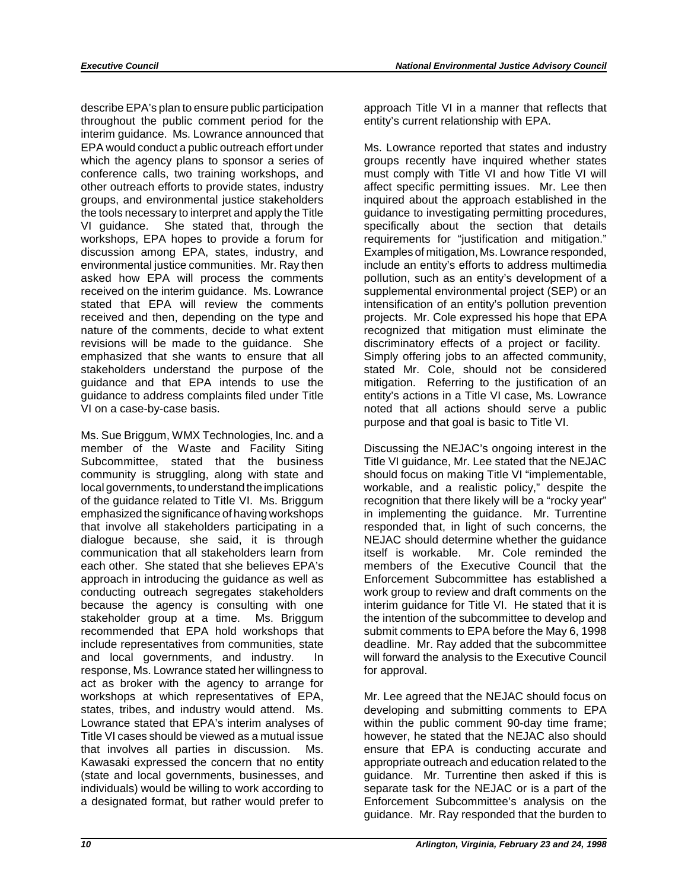describe EPA's plan to ensure public participation throughout the public comment period for the interim guidance. Ms. Lowrance announced that EPA would conduct a public outreach effort under which the agency plans to sponsor a series of conference calls, two training workshops, and other outreach efforts to provide states, industry groups, and environmental justice stakeholders the tools necessary to interpret and apply the Title VI guidance. She stated that, through the workshops, EPA hopes to provide a forum for discussion among EPA, states, industry, and environmental justice communities. Mr. Ray then asked how EPA will process the comments received on the interim guidance. Ms. Lowrance stated that EPA will review the comments received and then, depending on the type and nature of the comments, decide to what extent revisions will be made to the guidance. She emphasized that she wants to ensure that all stakeholders understand the purpose of the guidance and that EPA intends to use the guidance to address complaints filed under Title VI on a case-by-case basis.

Ms. Sue Briggum, WMX Technologies, Inc. and a member of the Waste and Facility Siting Subcommittee, stated that the business community is struggling, along with state and local governments, to understand the implications of the guidance related to Title VI. Ms. Briggum emphasized the significance of having workshops that involve all stakeholders participating in a dialogue because, she said, it is through communication that all stakeholders learn from each other. She stated that she believes EPA's approach in introducing the guidance as well as conducting outreach segregates stakeholders because the agency is consulting with one stakeholder group at a time. Ms. Briggum recommended that EPA hold workshops that include representatives from communities, state and local governments, and industry. In response, Ms. Lowrance stated her willingness to act as broker with the agency to arrange for workshops at which representatives of EPA, states, tribes, and industry would attend. Ms. Lowrance stated that EPA's interim analyses of Title VI cases should be viewed as a mutual issue that involves all parties in discussion. Ms. Kawasaki expressed the concern that no entity (state and local governments, businesses, and individuals) would be willing to work according to a designated format, but rather would prefer to approach Title VI in a manner that reflects that entity's current relationship with EPA.

Ms. Lowrance reported that states and industry groups recently have inquired whether states must comply with Title VI and how Title VI will affect specific permitting issues. Mr. Lee then inquired about the approach established in the guidance to investigating permitting procedures, specifically about the section that details requirements for "justification and mitigation." Examples of mitigation, Ms. Lowrance responded, include an entity's efforts to address multimedia pollution, such as an entity's development of a supplemental environmental project (SEP) or an intensification of an entity's pollution prevention projects. Mr. Cole expressed his hope that EPA recognized that mitigation must eliminate the discriminatory effects of a project or facility. Simply offering jobs to an affected community, stated Mr. Cole, should not be considered mitigation. Referring to the justification of an entity's actions in a Title VI case, Ms. Lowrance noted that all actions should serve a public purpose and that goal is basic to Title VI.

Discussing the NEJAC's ongoing interest in the Title VI guidance, Mr. Lee stated that the NEJAC should focus on making Title VI "implementable, workable, and a realistic policy," despite the recognition that there likely will be a "rocky year" in implementing the guidance. Mr. Turrentine responded that, in light of such concerns, the NEJAC should determine whether the guidance itself is workable. Mr. Cole reminded the members of the Executive Council that the Enforcement Subcommittee has established a work group to review and draft comments on the interim guidance for Title VI. He stated that it is the intention of the subcommittee to develop and submit comments to EPA before the May 6, 1998 deadline. Mr. Ray added that the subcommittee will forward the analysis to the Executive Council for approval.

Mr. Lee agreed that the NEJAC should focus on developing and submitting comments to EPA within the public comment 90-day time frame; however, he stated that the NEJAC also should ensure that EPA is conducting accurate and appropriate outreach and education related to the guidance. Mr. Turrentine then asked if this is separate task for the NEJAC or is a part of the Enforcement Subcommittee's analysis on the guidance. Mr. Ray responded that the burden to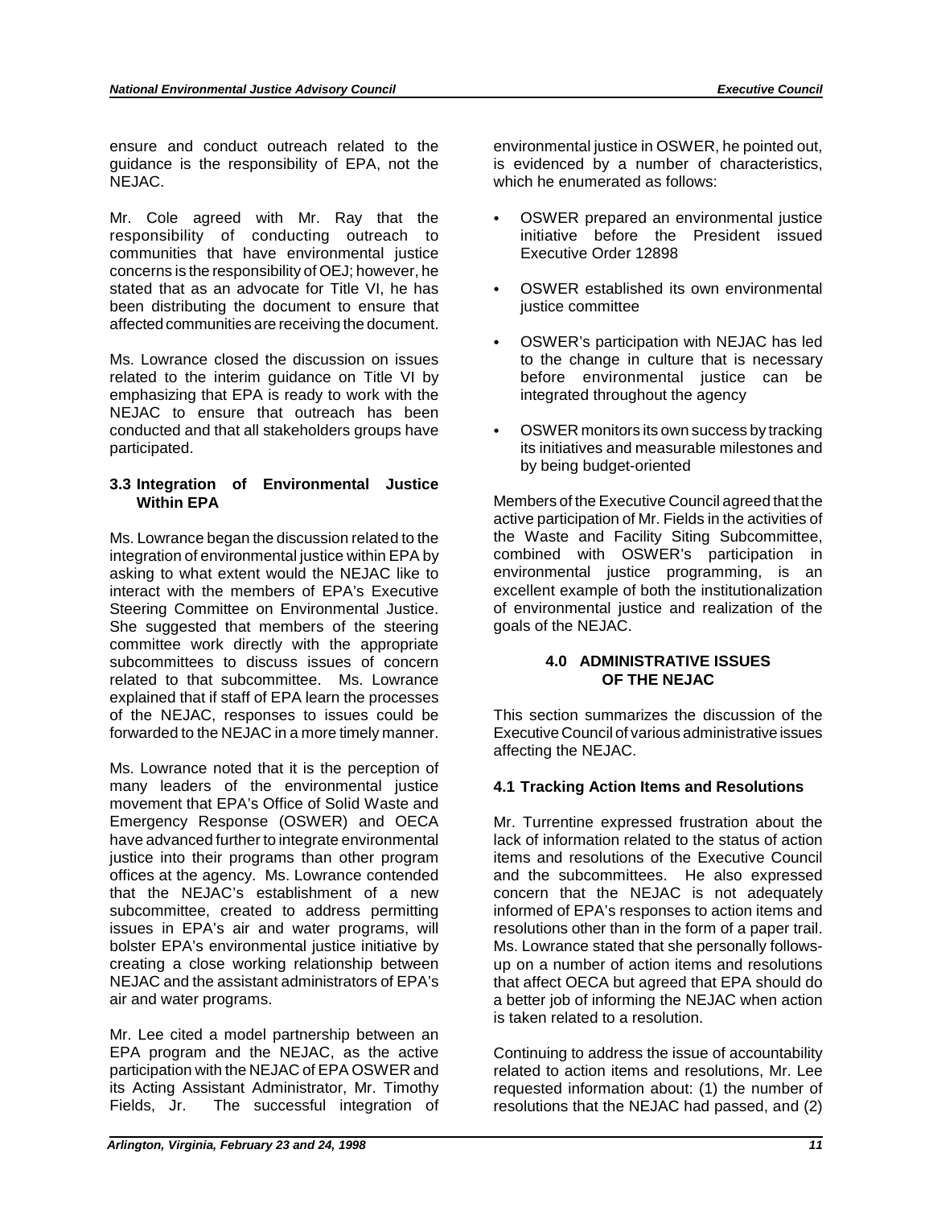ensure and conduct outreach related to the guidance is the responsibility of EPA, not the NEJAC.

Mr. Cole agreed with Mr. Ray that the responsibility of conducting outreach to communities that have environmental justice concerns is the responsibility of OEJ; however, he stated that as an advocate for Title VI, he has been distributing the document to ensure that affected communities are receiving the document.

Ms. Lowrance closed the discussion on issues related to the interim guidance on Title VI by emphasizing that EPA is ready to work with the NEJAC to ensure that outreach has been conducted and that all stakeholders groups have participated.

### 3.3 Integration of Environmental Justice Within EPA

Ms. Lowrance began the discussion related to the integration of environmental justice within EPA by asking to what extent would the NEJAC like to interact with the members of EPA's Executive Steering Committee on Environmental Justice. She suggested that members of the steering committee work directly with the appropriate subcommittees to discuss issues of concern related to that subcommittee. Ms. Lowrance explained that if staff of EPA learn the processes of the NEJAC, responses to issues could be forwarded to the NEJAC in a more timely manner.

Ms. Lowrance noted that it is the perception of many leaders of the environmental justice movement that EPA's Office of Solid Waste and Emergency Response (OSWER) and OECA have advanced further to integrate environmental justice into their programs than other program offices at the agency. Ms. Lowrance contended that the NEJAC's establishment of a new subcommittee, created to address permitting issues in EPA's air and water programs, will bolster EPA's environmental justice initiative by creating a close working relationship between NEJAC and the assistant administrators of EPA's air and water programs.

Mr. Lee cited a model partnership between an EPA program and the NEJAC, as the active participation with the NEJAC of EPA OSWER and its Acting Assistant Administrator, Mr. Timothy Fields, Jr. The successful integration of environmental justice in OSWER, he pointed out, is evidenced by a number of characteristics, which he enumerated as follows:

- OSWER prepared an environmental justice initiative before the President issued Executive Order 12898
- OSWER established its own environmental justice committee
- OSWER's participation with NEJAC has led to the change in culture that is necessary before environmental justice can be integrated throughout the agency
- OSWER monitors its own success by tracking its initiatives and measurable milestones and by being budget-oriented

Members of the Executive Council agreed that the active participation of Mr. Fields in the activities of the Waste and Facility Siting Subcommittee, combined with OSWER's participation in environmental justice programming, is an excellent example of both the institutionalization of environmental justice and realization of the goals of the NEJAC.

## 4.0 ADMINISTRATIVE ISSUES OF THE NEJAC

This section summarizes the discussion of the Executive Council of various administrative issues affecting the NEJAC.

### 4.1 Tracking Action Items and Resolutions

Mr. Turrentine expressed frustration about the lack of information related to the status of action items and resolutions of the Executive Council and the subcommittees. He also expressed concern that the NEJAC is not adequately informed of EPA's responses to action items and resolutions other than in the form of a paper trail. Ms. Lowrance stated that she personally follows-up on a number of action items and resolutions that affect OECA but agreed that EPA should do a better job of informing the NEJAC when action is taken related to a resolution.

Continuing to address the issue of accountability related to action items and resolutions, Mr. Lee requested information about: (1) the number of resolutions that the NEJAC had passed, and (2)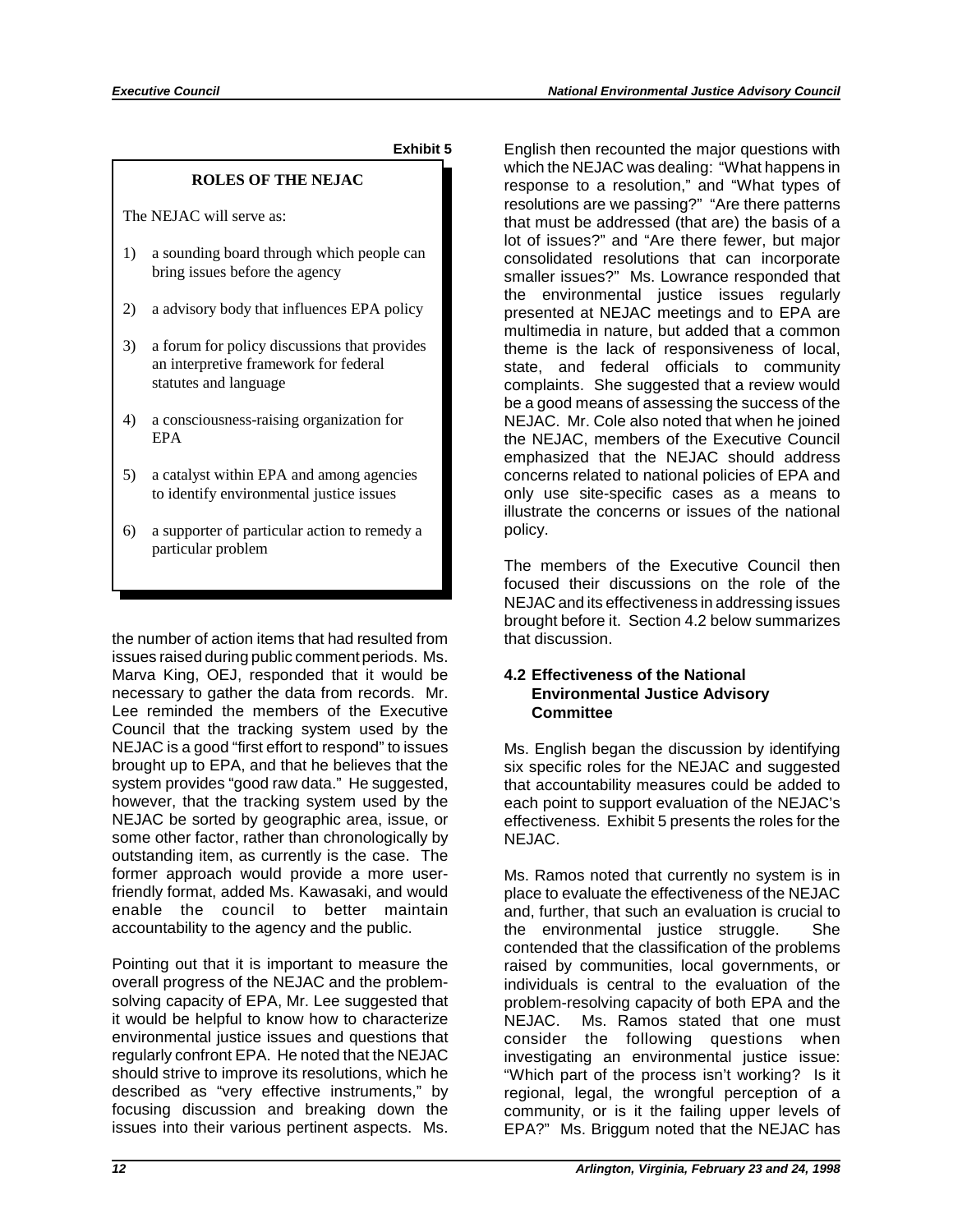**Exhibit 5**

**ROLES OF THE NEJAC**

The NEJAC will serve as:

1) a sounding board through which people can bring issues before the agency
2) a advisory body that influences EPA policy
3) a forum for policy discussions that provides an interpretive framework for federal statutes and language
4) a consciousness-raising organization for EPA
5) a catalyst within EPA and among agencies to identify environmental justice issues
6) a supporter of particular action to remedy a particular problem

the number of action items that had resulted from issues raised during public comment periods. Ms. Marva King, OEJ, responded that it would be necessary to gather the data from records. Mr. Lee reminded the members of the Executive Council that the tracking system used by the NEJAC is a good "first effort to respond" to issues brought up to EPA, and that he believes that the system provides "good raw data." He suggested, however, that the tracking system used by the NEJAC be sorted by geographic area, issue, or some other factor, rather than chronologically by outstanding item, as currently is the case. The former approach would provide a more user-friendly format, added Ms. Kawasaki, and would enable the council to better maintain accountability to the agency and the public.

Pointing out that it is important to measure the overall progress of the NEJAC and the problem-solving capacity of EPA, Mr. Lee suggested that it would be helpful to know how to characterize environmental justice issues and questions that regularly confront EPA. He noted that the NEJAC should strive to improve its resolutions, which he described as "very effective instruments," by focusing discussion and breaking down the issues into their various pertinent aspects. Ms. English then recounted the major questions with which the NEJAC was dealing: "What happens in response to a resolution," and "What types of resolutions are we passing?" "Are there patterns that must be addressed (that are) the basis of a lot of issues?" and "Are there fewer, but major consolidated resolutions that can incorporate smaller issues?" Ms. Lowrance responded that the environmental justice issues regularly presented at NEJAC meetings and to EPA are multimedia in nature, but added that a common theme is the lack of responsiveness of local, state, and federal officials to community complaints. She suggested that a review would be a good means of assessing the success of the NEJAC. Mr. Cole also noted that when he joined the NEJAC, members of the Executive Council emphasized that the NEJAC should address concerns related to national policies of EPA and only use site-specific cases as a means to illustrate the concerns or issues of the national policy.

The members of the Executive Council then focused their discussions on the role of the NEJAC and its effectiveness in addressing issues brought before it. Section 4.2 below summarizes that discussion.

### 4.2 Effectiveness of the National Environmental Justice Advisory Committee

Ms. English began the discussion by identifying six specific roles for the NEJAC and suggested that accountability measures could be added to each point to support evaluation of the NEJAC's effectiveness. Exhibit 5 presents the roles for the NEJAC.

Ms. Ramos noted that currently no system is in place to evaluate the effectiveness of the NEJAC and, further, that such an evaluation is crucial to the environmental justice struggle. She contended that the classification of the problems raised by communities, local governments, or individuals is central to the evaluation of the problem-resolving capacity of both EPA and the NEJAC. Ms. Ramos stated that one must consider the following questions when investigating an environmental justice issue: "Which part of the process isn't working? Is it regional, legal, the wrongful perception of a community, or is it the failing upper levels of EPA?" Ms. Briggum noted that the NEJAC has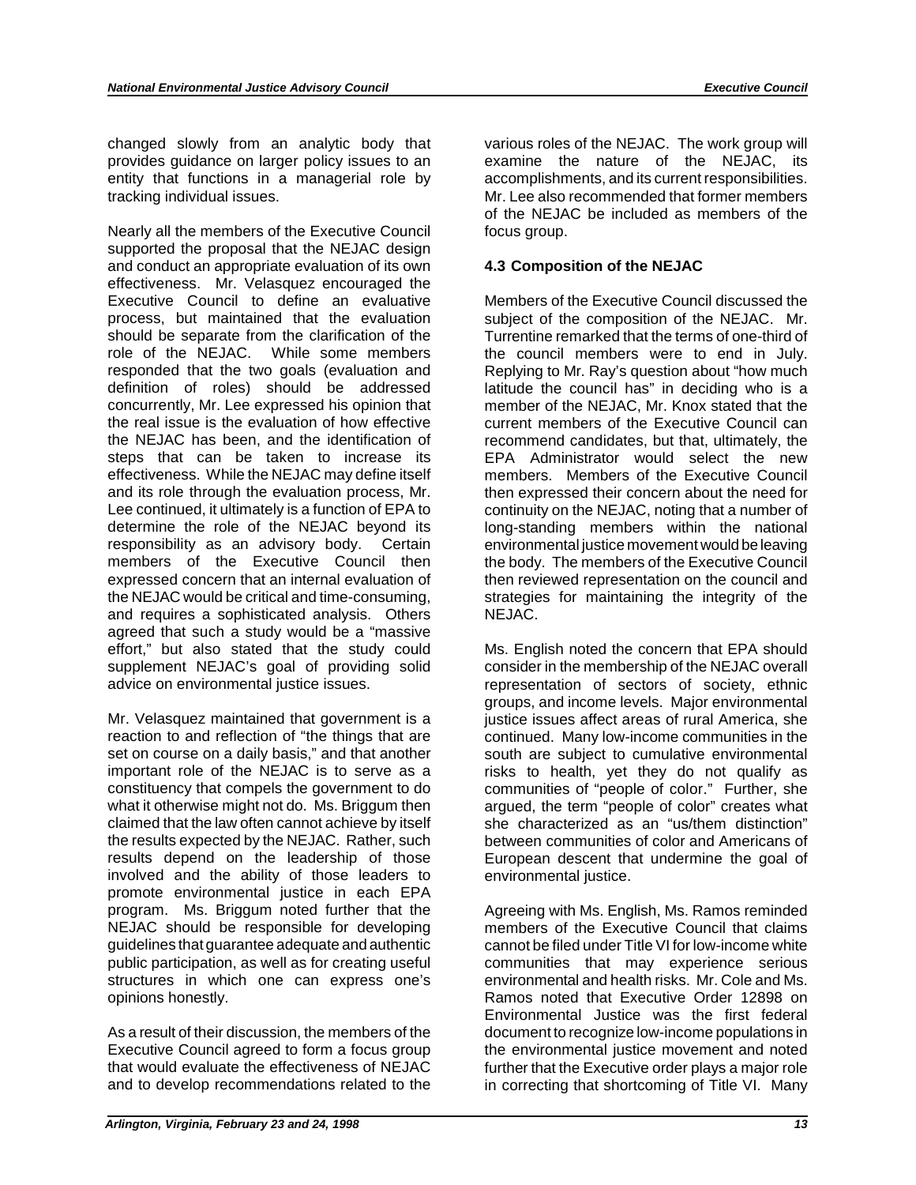changed slowly from an analytic body that provides guidance on larger policy issues to an entity that functions in a managerial role by tracking individual issues.

Nearly all the members of the Executive Council supported the proposal that the NEJAC design and conduct an appropriate evaluation of its own effectiveness. Mr. Velasquez encouraged the Executive Council to define an evaluative process, but maintained that the evaluation should be separate from the clarification of the role of the NEJAC. While some members responded that the two goals (evaluation and definition of roles) should be addressed concurrently, Mr. Lee expressed his opinion that the real issue is the evaluation of how effective the NEJAC has been, and the identification of steps that can be taken to increase its effectiveness. While the NEJAC may define itself and its role through the evaluation process, Mr. Lee continued, it ultimately is a function of EPA to determine the role of the NEJAC beyond its responsibility as an advisory body. Certain members of the Executive Council then expressed concern that an internal evaluation of the NEJAC would be critical and time-consuming, and requires a sophisticated analysis. Others agreed that such a study would be a "massive effort," but also stated that the study could supplement NEJAC's goal of providing solid advice on environmental justice issues.

Mr. Velasquez maintained that government is a reaction to and reflection of "the things that are set on course on a daily basis," and that another important role of the NEJAC is to serve as a constituency that compels the government to do what it otherwise might not do. Ms. Briggum then claimed that the law often cannot achieve by itself the results expected by the NEJAC. Rather, such results depend on the leadership of those involved and the ability of those leaders to promote environmental justice in each EPA program. Ms. Briggum noted further that the NEJAC should be responsible for developing guidelines that guarantee adequate and authentic public participation, as well as for creating useful structures in which one can express one's opinions honestly.

As a result of their discussion, the members of the Executive Council agreed to form a focus group that would evaluate the effectiveness of NEJAC and to develop recommendations related to the various roles of the NEJAC. The work group will examine the nature of the NEJAC, its accomplishments, and its current responsibilities. Mr. Lee also recommended that former members of the NEJAC be included as members of the focus group.

### 4.3 Composition of the NEJAC

Members of the Executive Council discussed the subject of the composition of the NEJAC. Mr. Turrentine remarked that the terms of one-third of the council members were to end in July. Replying to Mr. Ray's question about "how much latitude the council has" in deciding who is a member of the NEJAC, Mr. Knox stated that the current members of the Executive Council can recommend candidates, but that, ultimately, the EPA Administrator would select the new members. Members of the Executive Council then expressed their concern about the need for continuity on the NEJAC, noting that a number of long-standing members within the national environmental justice movement would be leaving the body. The members of the Executive Council then reviewed representation on the council and strategies for maintaining the integrity of the NEJAC.

Ms. English noted the concern that EPA should consider in the membership of the NEJAC overall representation of sectors of society, ethnic groups, and income levels. Major environmental justice issues affect areas of rural America, she continued. Many low-income communities in the south are subject to cumulative environmental risks to health, yet they do not qualify as communities of "people of color." Further, she argued, the term "people of color" creates what she characterized as an "us/them distinction" between communities of color and Americans of European descent that undermine the goal of environmental justice.

Agreeing with Ms. English, Ms. Ramos reminded members of the Executive Council that claims cannot be filed under Title VI for low-income white communities that may experience serious environmental and health risks. Mr. Cole and Ms. Ramos noted that Executive Order 12898 on Environmental Justice was the first federal document to recognize low-income populations in the environmental justice movement and noted further that the Executive order plays a major role in correcting that shortcoming of Title VI. Many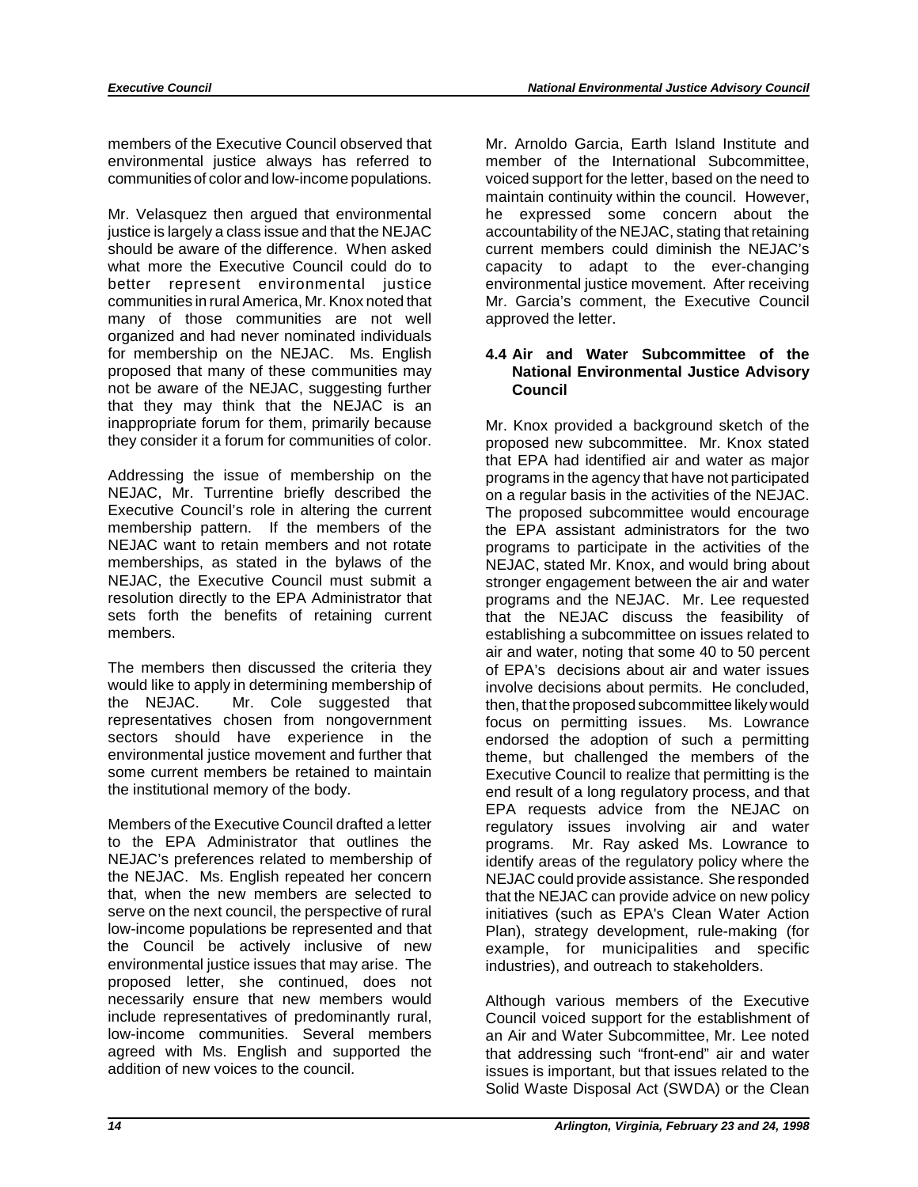members of the Executive Council observed that environmental justice always has referred to communities of color and low-income populations.

Mr. Velasquez then argued that environmental justice is largely a class issue and that the NEJAC should be aware of the difference. When asked what more the Executive Council could do to better represent environmental justice communities in rural America, Mr. Knox noted that many of those communities are not well organized and had never nominated individuals for membership on the NEJAC. Ms. English proposed that many of these communities may not be aware of the NEJAC, suggesting further that they may think that the NEJAC is an inappropriate forum for them, primarily because they consider it a forum for communities of color.

Addressing the issue of membership on the NEJAC, Mr. Turrentine briefly described the Executive Council's role in altering the current membership pattern. If the members of the NEJAC want to retain members and not rotate memberships, as stated in the bylaws of the NEJAC, the Executive Council must submit a resolution directly to the EPA Administrator that sets forth the benefits of retaining current members.

The members then discussed the criteria they would like to apply in determining membership of the NEJAC. Mr. Cole suggested that representatives chosen from nongovernment sectors should have experience in the environmental justice movement and further that some current members be retained to maintain the institutional memory of the body.

Members of the Executive Council drafted a letter to the EPA Administrator that outlines the NEJAC's preferences related to membership of the NEJAC. Ms. English repeated her concern that, when the new members are selected to serve on the next council, the perspective of rural low-income populations be represented and that the Council be actively inclusive of new environmental justice issues that may arise. The proposed letter, she continued, does not necessarily ensure that new members would include representatives of predominantly rural, low-income communities. Several members agreed with Ms. English and supported the addition of new voices to the council.

Mr. Arnoldo Garcia, Earth Island Institute and member of the International Subcommittee, voiced support for the letter, based on the need to maintain continuity within the council. However, he expressed some concern about the accountability of the NEJAC, stating that retaining current members could diminish the NEJAC's capacity to adapt to the ever-changing environmental justice movement. After receiving Mr. Garcia's comment, the Executive Council approved the letter.

### 4.4 Air and Water Subcommittee of the National Environmental Justice Advisory Council

Mr. Knox provided a background sketch of the proposed new subcommittee. Mr. Knox stated that EPA had identified air and water as major programs in the agency that have not participated on a regular basis in the activities of the NEJAC. The proposed subcommittee would encourage the EPA assistant administrators for the two programs to participate in the activities of the NEJAC, stated Mr. Knox, and would bring about stronger engagement between the air and water programs and the NEJAC. Mr. Lee requested that the NEJAC discuss the feasibility of establishing a subcommittee on issues related to air and water, noting that some 40 to 50 percent of EPA's decisions about air and water issues involve decisions about permits. He concluded, then, that the proposed subcommittee likely would focus on permitting issues. Ms. Lowrance endorsed the adoption of such a permitting theme, but challenged the members of the Executive Council to realize that permitting is the end result of a long regulatory process, and that EPA requests advice from the NEJAC on regulatory issues involving air and water programs. Mr. Ray asked Ms. Lowrance to identify areas of the regulatory policy where the NEJAC could provide assistance. She responded that the NEJAC can provide advice on new policy initiatives (such as EPA's Clean Water Action Plan), strategy development, rule-making (for example, for municipalities and specific industries), and outreach to stakeholders.

Although various members of the Executive Council voiced support for the establishment of an Air and Water Subcommittee, Mr. Lee noted that addressing such "front-end" air and water issues is important, but that issues related to the Solid Waste Disposal Act (SWDA) or the Clean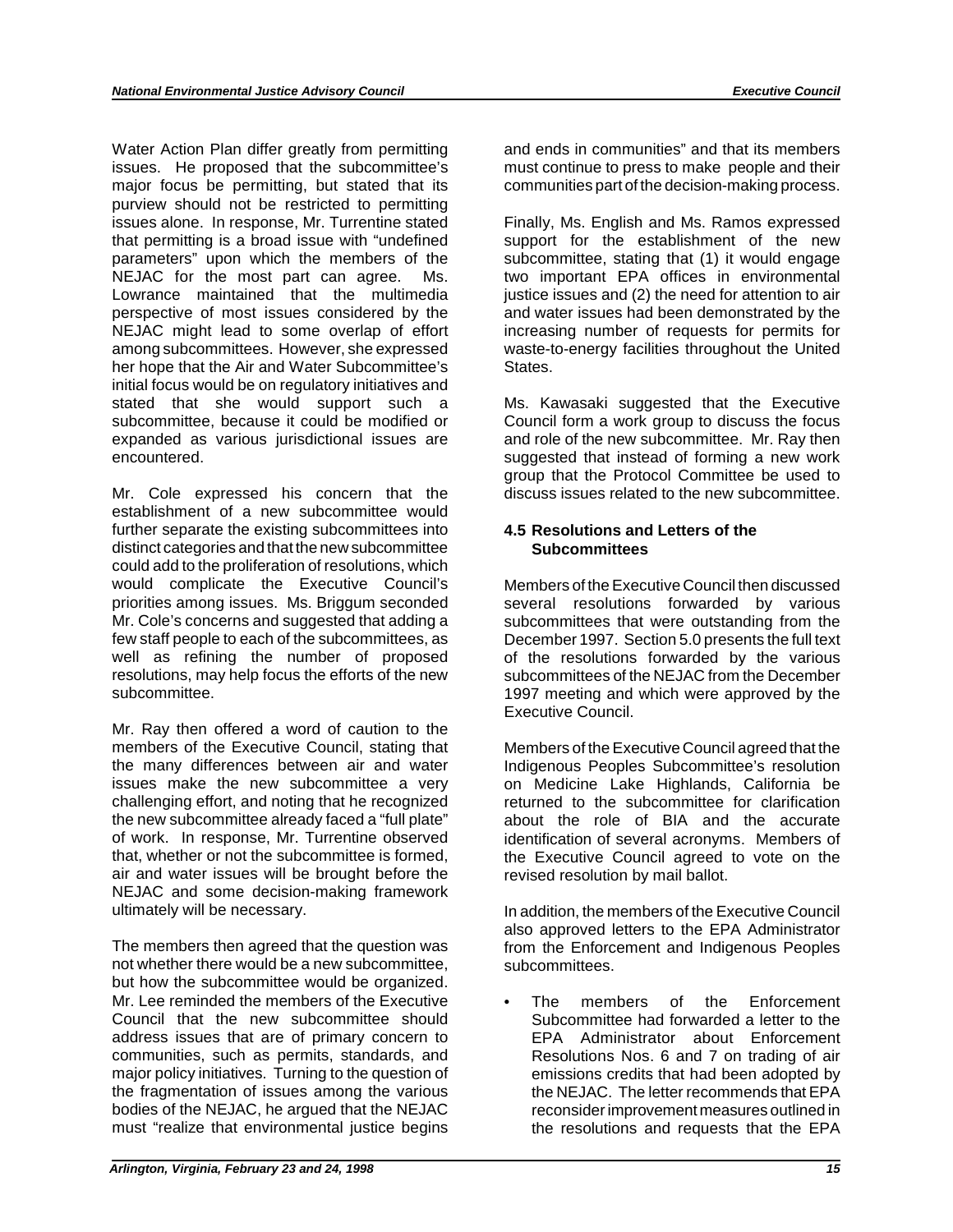Water Action Plan differ greatly from permitting issues. He proposed that the subcommittee's major focus be permitting, but stated that its purview should not be restricted to permitting issues alone. In response, Mr. Turrentine stated that permitting is a broad issue with "undefined parameters" upon which the members of the NEJAC for the most part can agree. Ms. Lowrance maintained that the multimedia perspective of most issues considered by the NEJAC might lead to some overlap of effort among subcommittees. However, she expressed her hope that the Air and Water Subcommittee's initial focus would be on regulatory initiatives and stated that she would support such a subcommittee, because it could be modified or expanded as various jurisdictional issues are encountered.

Mr. Cole expressed his concern that the establishment of a new subcommittee would further separate the existing subcommittees into distinct categories and that the new subcommittee could add to the proliferation of resolutions, which would complicate the Executive Council's priorities among issues. Ms. Briggum seconded Mr. Cole's concerns and suggested that adding a few staff people to each of the subcommittees, as well as refining the number of proposed resolutions, may help focus the efforts of the new subcommittee.

Mr. Ray then offered a word of caution to the members of the Executive Council, stating that the many differences between air and water issues make the new subcommittee a very challenging effort, and noting that he recognized the new subcommittee already faced a "full plate" of work. In response, Mr. Turrentine observed that, whether or not the subcommittee is formed, air and water issues will be brought before the NEJAC and some decision-making framework ultimately will be necessary.

The members then agreed that the question was not whether there would be a new subcommittee, but how the subcommittee would be organized. Mr. Lee reminded the members of the Executive Council that the new subcommittee should address issues that are of primary concern to communities, such as permits, standards, and major policy initiatives. Turning to the question of the fragmentation of issues among the various bodies of the NEJAC, he argued that the NEJAC must "realize that environmental justice begins and ends in communities" and that its members must continue to press to make people and their communities part of the decision-making process.

Finally, Ms. English and Ms. Ramos expressed support for the establishment of the new subcommittee, stating that (1) it would engage two important EPA offices in environmental justice issues and (2) the need for attention to air and water issues had been demonstrated by the increasing number of requests for permits for waste-to-energy facilities throughout the United States.

Ms. Kawasaki suggested that the Executive Council form a work group to discuss the focus and role of the new subcommittee. Mr. Ray then suggested that instead of forming a new work group that the Protocol Committee be used to discuss issues related to the new subcommittee.

### 4.5 Resolutions and Letters of the Subcommittees

Members of the Executive Council then discussed several resolutions forwarded by various subcommittees that were outstanding from the December 1997. Section 5.0 presents the full text of the resolutions forwarded by the various subcommittees of the NEJAC from the December 1997 meeting and which were approved by the Executive Council.

Members of the Executive Council agreed that the Indigenous Peoples Subcommittee's resolution on Medicine Lake Highlands, California be returned to the subcommittee for clarification about the role of BIA and the accurate identification of several acronyms. Members of the Executive Council agreed to vote on the revised resolution by mail ballot.

In addition, the members of the Executive Council also approved letters to the EPA Administrator from the Enforcement and Indigenous Peoples subcommittees.

- The members of the Enforcement Subcommittee had forwarded a letter to the EPA Administrator about Enforcement Resolutions Nos. 6 and 7 on trading of air emissions credits that had been adopted by the NEJAC. The letter recommends that EPA reconsider improvement measures outlined in the resolutions and requests that the EPA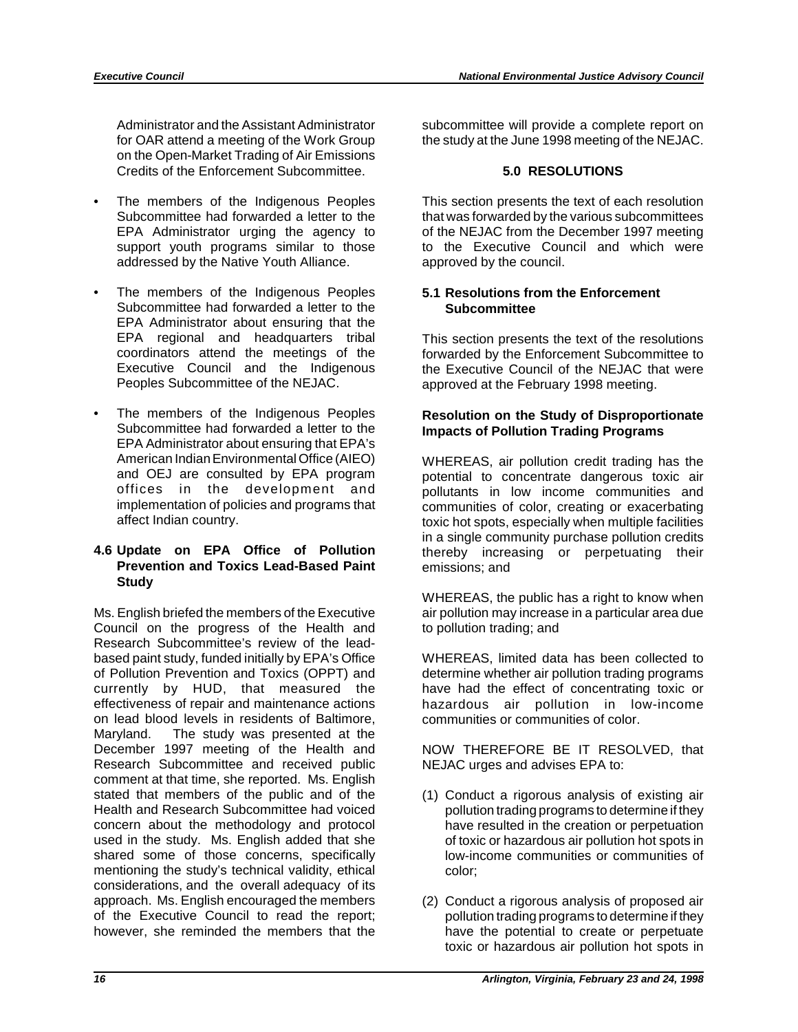Administrator and the Assistant Administrator for OAR attend a meeting of the Work Group on the Open-Market Trading of Air Emissions Credits of the Enforcement Subcommittee.

- The members of the Indigenous Peoples Subcommittee had forwarded a letter to the EPA Administrator urging the agency to support youth programs similar to those addressed by the Native Youth Alliance.
- The members of the Indigenous Peoples Subcommittee had forwarded a letter to the EPA Administrator about ensuring that the EPA regional and headquarters tribal coordinators attend the meetings of the Executive Council and the Indigenous Peoples Subcommittee of the NEJAC.
- The members of the Indigenous Peoples Subcommittee had forwarded a letter to the EPA Administrator about ensuring that EPA's American Indian Environmental Office (AIEO) and OEJ are consulted by EPA program offices in the development and implementation of policies and programs that affect Indian country.

### 4.6 Update on EPA Office of Pollution Prevention and Toxics Lead-Based Paint Study

Ms. English briefed the members of the Executive Council on the progress of the Health and Research Subcommittee's review of the lead-based paint study, funded initially by EPA's Office of Pollution Prevention and Toxics (OPPT) and currently by HUD, that measured the effectiveness of repair and maintenance actions on lead blood levels in residents of Baltimore, Maryland. The study was presented at the December 1997 meeting of the Health and Research Subcommittee and received public comment at that time, she reported. Ms. English stated that members of the public and of the Health and Research Subcommittee had voiced concern about the methodology and protocol used in the study. Ms. English added that she shared some of those concerns, specifically mentioning the study's technical validity, ethical considerations, and the overall adequacy of its approach. Ms. English encouraged the members of the Executive Council to read the report; however, she reminded the members that the subcommittee will provide a complete report on the study at the June 1998 meeting of the NEJAC.

## 5.0 RESOLUTIONS

This section presents the text of each resolution that was forwarded by the various subcommittees of the NEJAC from the December 1997 meeting to the Executive Council and which were approved by the council.

### 5.1 Resolutions from the Enforcement Subcommittee

This section presents the text of the resolutions forwarded by the Enforcement Subcommittee to the Executive Council of the NEJAC that were approved at the February 1998 meeting.

**Resolution on the Study of Disproportionate Impacts of Pollution Trading Programs**

WHEREAS, air pollution credit trading has the potential to concentrate dangerous toxic air pollutants in low income communities and communities of color, creating or exacerbating toxic hot spots, especially when multiple facilities in a single community purchase pollution credits thereby increasing or perpetuating their emissions; and

WHEREAS, the public has a right to know when air pollution may increase in a particular area due to pollution trading; and

WHEREAS, limited data has been collected to determine whether air pollution trading programs have had the effect of concentrating toxic or hazardous air pollution in low-income communities or communities of color.

NOW THEREFORE BE IT RESOLVED, that NEJAC urges and advises EPA to:

(1) Conduct a rigorous analysis of existing air pollution trading programs to determine if they have resulted in the creation or perpetuation of toxic or hazardous air pollution hot spots in low-income communities or communities of color;

(2) Conduct a rigorous analysis of proposed air pollution trading programs to determine if they have the potential to create or perpetuate toxic or hazardous air pollution hot spots in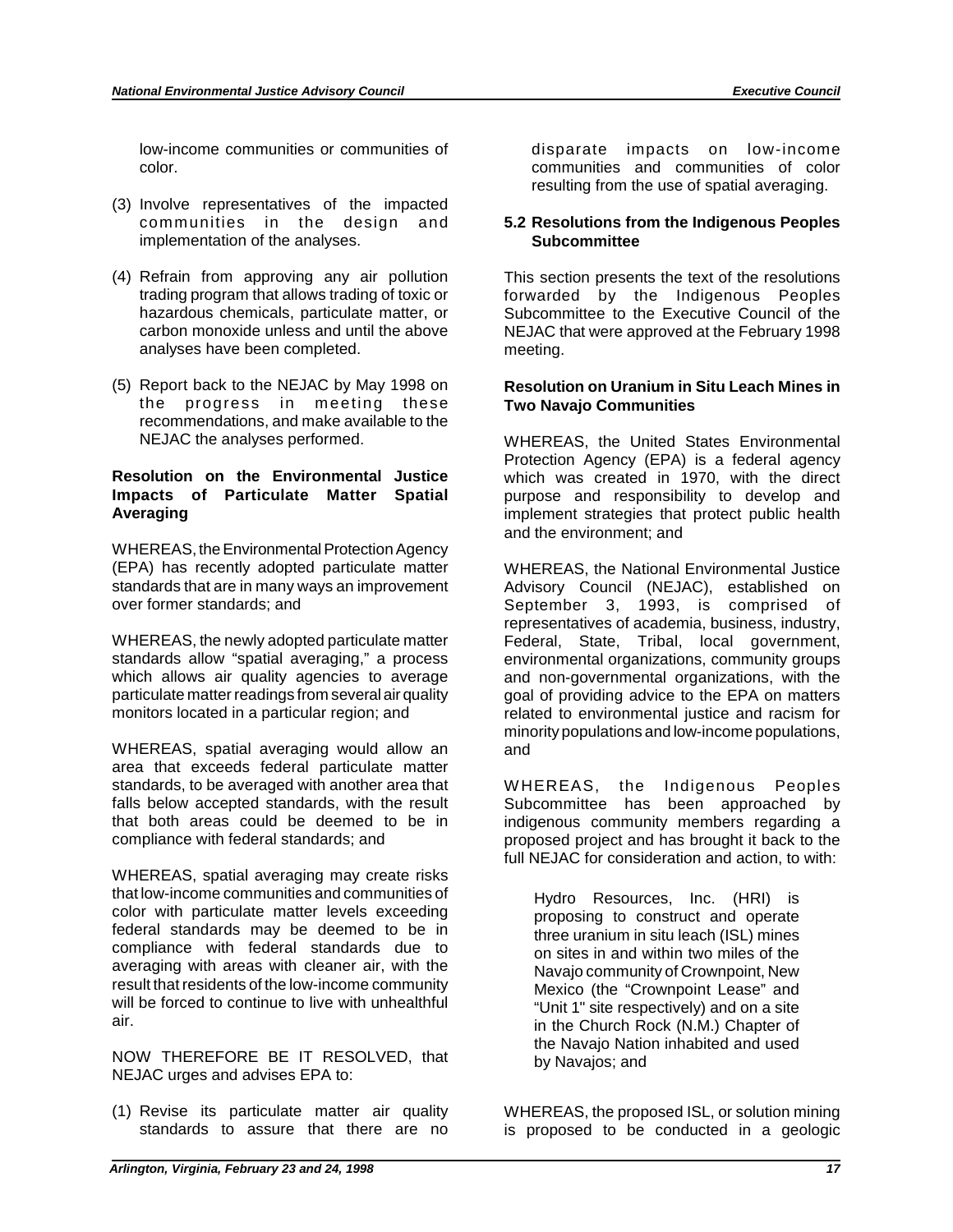low-income communities or communities of color.

(3) Involve representatives of the impacted communities in the design and implementation of the analyses.

(4) Refrain from approving any air pollution trading program that allows trading of toxic or hazardous chemicals, particulate matter, or carbon monoxide unless and until the above analyses have been completed.

(5) Report back to the NEJAC by May 1998 on the progress in meeting these recommendations, and make available to the NEJAC the analyses performed.

**Resolution on the Environmental Justice Impacts of Particulate Matter Spatial Averaging**

WHEREAS, the Environmental Protection Agency (EPA) has recently adopted particulate matter standards that are in many ways an improvement over former standards; and

WHEREAS, the newly adopted particulate matter standards allow "spatial averaging," a process which allows air quality agencies to average particulate matter readings from several air quality monitors located in a particular region; and

WHEREAS, spatial averaging would allow an area that exceeds federal particulate matter standards, to be averaged with another area that falls below accepted standards, with the result that both areas could be deemed to be in compliance with federal standards; and

WHEREAS, spatial averaging may create risks that low-income communities and communities of color with particulate matter levels exceeding federal standards may be deemed to be in compliance with federal standards due to averaging with areas with cleaner air, with the result that residents of the low-income community will be forced to continue to live with unhealthful air.

NOW THEREFORE BE IT RESOLVED, that NEJAC urges and advises EPA to:

(1) Revise its particulate matter air quality standards to assure that there are no disparate impacts on low-income communities and communities of color resulting from the use of spatial averaging.

### 5.2 Resolutions from the Indigenous Peoples Subcommittee

This section presents the text of the resolutions forwarded by the Indigenous Peoples Subcommittee to the Executive Council of the NEJAC that were approved at the February 1998 meeting.

**Resolution on Uranium in Situ Leach Mines in Two Navajo Communities**

WHEREAS, the United States Environmental Protection Agency (EPA) is a federal agency which was created in 1970, with the direct purpose and responsibility to develop and implement strategies that protect public health and the environment; and

WHEREAS, the National Environmental Justice Advisory Council (NEJAC), established on September 3, 1993, is comprised of representatives of academia, business, industry, Federal, State, Tribal, local government, environmental organizations, community groups and non-governmental organizations, with the goal of providing advice to the EPA on matters related to environmental justice and racism for minority populations and low-income populations, and

WHEREAS, the Indigenous Peoples Subcommittee has been approached by indigenous community members regarding a proposed project and has brought it back to the full NEJAC for consideration and action, to with:

> Hydro Resources, Inc. (HRI) is proposing to construct and operate three uranium in situ leach (ISL) mines on sites in and within two miles of the Navajo community of Crownpoint, New Mexico (the "Crownpoint Lease" and "Unit 1" site respectively) and on a site in the Church Rock (N.M.) Chapter of the Navajo Nation inhabited and used by Navajos; and

WHEREAS, the proposed ISL, or solution mining is proposed to be conducted in a geologic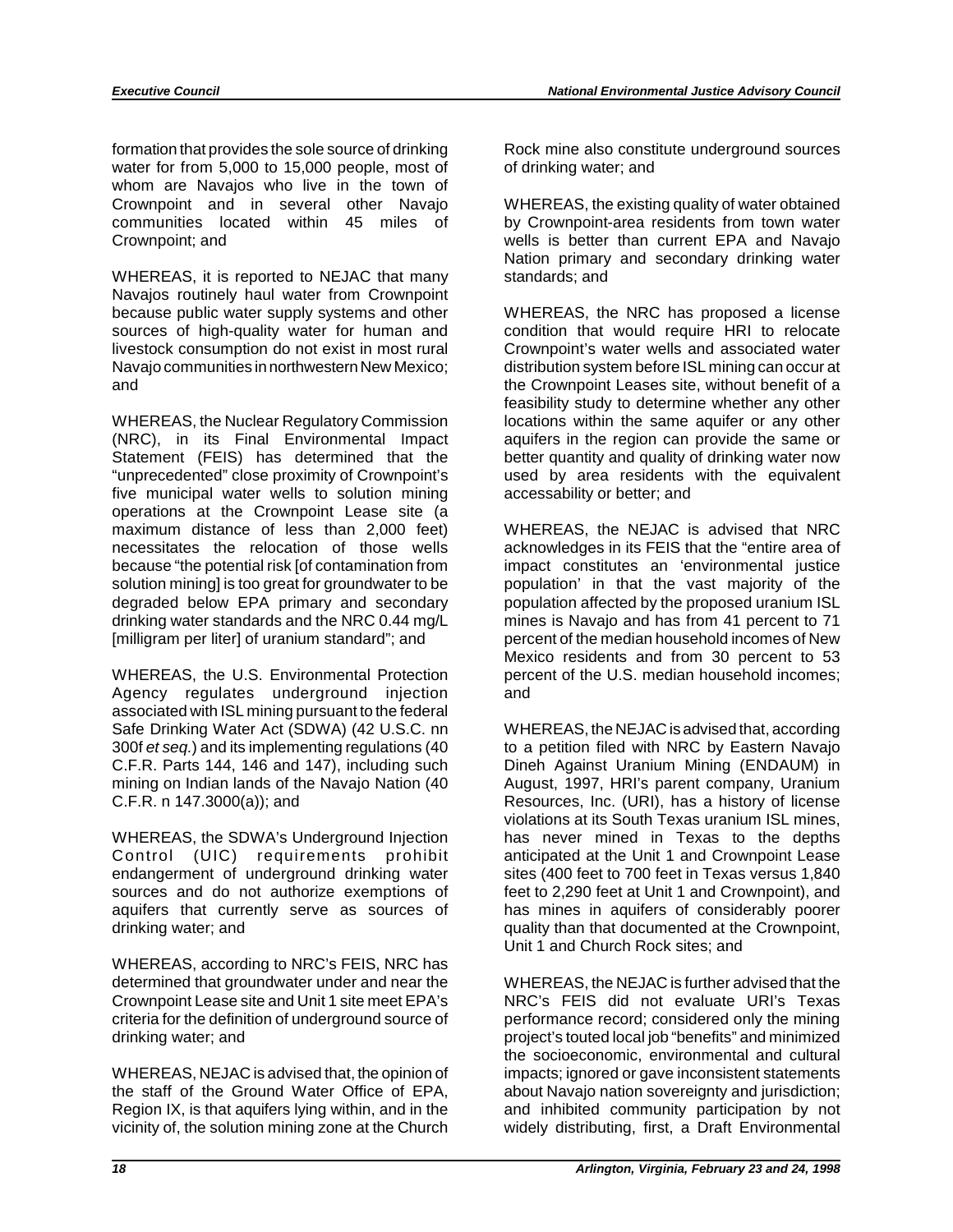formation that provides the sole source of drinking water for from 5,000 to 15,000 people, most of whom are Navajos who live in the town of Crownpoint and in several other Navajo communities located within 45 miles of Crownpoint; and

WHEREAS, it is reported to NEJAC that many Navajos routinely haul water from Crownpoint because public water supply systems and other sources of high-quality water for human and livestock consumption do not exist in most rural Navajo communities in northwestern New Mexico; and

WHEREAS, the Nuclear Regulatory Commission (NRC), in its Final Environmental Impact Statement (FEIS) has determined that the "unprecedented" close proximity of Crownpoint's five municipal water wells to solution mining operations at the Crownpoint Lease site (a maximum distance of less than 2,000 feet) necessitates the relocation of those wells because "the potential risk [of contamination from solution mining] is too great for groundwater to be degraded below EPA primary and secondary drinking water standards and the NRC 0.44 mg/L [milligram per liter] of uranium standard"; and

WHEREAS, the U.S. Environmental Protection Agency regulates underground injection associated with ISL mining pursuant to the federal Safe Drinking Water Act (SDWA) (42 U.S.C. nn 300f *et seq.*) and its implementing regulations (40 C.F.R. Parts 144, 146 and 147), including such mining on Indian lands of the Navajo Nation (40 C.F.R. n 147.3000(a)); and

WHEREAS, the SDWA's Underground Injection Control (UIC) requirements prohibit endangerment of underground drinking water sources and do not authorize exemptions of aquifers that currently serve as sources of drinking water; and

WHEREAS, according to NRC's FEIS, NRC has determined that groundwater under and near the Crownpoint Lease site and Unit 1 site meet EPA's criteria for the definition of underground source of drinking water; and

WHEREAS, NEJAC is advised that, the opinion of the staff of the Ground Water Office of EPA, Region IX, is that aquifers lying within, and in the vicinity of, the solution mining zone at the Church Rock mine also constitute underground sources of drinking water; and

WHEREAS, the existing quality of water obtained by Crownpoint-area residents from town water wells is better than current EPA and Navajo Nation primary and secondary drinking water standards; and

WHEREAS, the NRC has proposed a license condition that would require HRI to relocate Crownpoint's water wells and associated water distribution system before ISL mining can occur at the Crownpoint Leases site, without benefit of a feasibility study to determine whether any other locations within the same aquifer or any other aquifers in the region can provide the same or better quantity and quality of drinking water now used by area residents with the equivalent accessability or better; and

WHEREAS, the NEJAC is advised that NRC acknowledges in its FEIS that the "entire area of impact constitutes an 'environmental justice population' in that the vast majority of the population affected by the proposed uranium ISL mines is Navajo and has from 41 percent to 71 percent of the median household incomes of New Mexico residents and from 30 percent to 53 percent of the U.S. median household incomes; and

WHEREAS, the NEJAC is advised that, according to a petition filed with NRC by Eastern Navajo Dineh Against Uranium Mining (ENDAUM) in August, 1997, HRI's parent company, Uranium Resources, Inc. (URI), has a history of license violations at its South Texas uranium ISL mines, has never mined in Texas to the depths anticipated at the Unit 1 and Crownpoint Lease sites (400 feet to 700 feet in Texas versus 1,840 feet to 2,290 feet at Unit 1 and Crownpoint), and has mines in aquifers of considerably poorer quality than that documented at the Crownpoint, Unit 1 and Church Rock sites; and

WHEREAS, the NEJAC is further advised that the NRC's FEIS did not evaluate URI's Texas performance record; considered only the mining project's touted local job "benefits" and minimized the socioeconomic, environmental and cultural impacts; ignored or gave inconsistent statements about Navajo nation sovereignty and jurisdiction; and inhibited community participation by not widely distributing, first, a Draft Environmental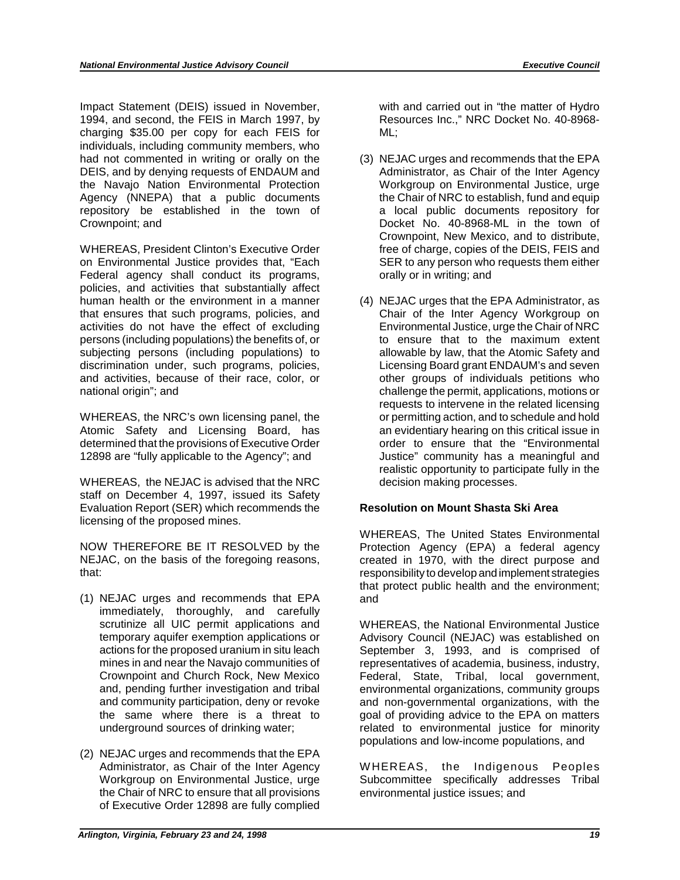Impact Statement (DEIS) issued in November, 1994, and second, the FEIS in March 1997, by charging $35.00 per copy for each FEIS for individuals, including community members, who had not commented in writing or orally on the DEIS, and by denying requests of ENDAUM and the Navajo Nation Environmental Protection Agency (NNEPA) that a public documents repository be established in the town of Crownpoint; and

WHEREAS, President Clinton's Executive Order on Environmental Justice provides that, "Each Federal agency shall conduct its programs, policies, and activities that substantially affect human health or the environment in a manner that ensures that such programs, policies, and activities do not have the effect of excluding persons (including populations) the benefits of, or subjecting persons (including populations) to discrimination under, such programs, policies, and activities, because of their race, color, or national origin"; and

WHEREAS, the NRC's own licensing panel, the Atomic Safety and Licensing Board, has determined that the provisions of Executive Order 12898 are "fully applicable to the Agency"; and

WHEREAS, the NEJAC is advised that the NRC staff on December 4, 1997, issued its Safety Evaluation Report (SER) which recommends the licensing of the proposed mines.

NOW THEREFORE BE IT RESOLVED by the NEJAC, on the basis of the foregoing reasons, that:

(1) NEJAC urges and recommends that EPA immediately, thoroughly, and carefully scrutinize all UIC permit applications and temporary aquifer exemption applications or actions for the proposed uranium in situ leach mines in and near the Navajo communities of Crownpoint and Church Rock, New Mexico and, pending further investigation and tribal and community participation, deny or revoke the same where there is a threat to underground sources of drinking water;

(2) NEJAC urges and recommends that the EPA Administrator, as Chair of the Inter Agency Workgroup on Environmental Justice, urge the Chair of NRC to ensure that all provisions of Executive Order 12898 are fully complied with and carried out in "the matter of Hydro Resources Inc.," NRC Docket No. 40-8968-ML;

(3) NEJAC urges and recommends that the EPA Administrator, as Chair of the Inter Agency Workgroup on Environmental Justice, urge the Chair of NRC to establish, fund and equip a local public documents repository for Docket No. 40-8968-ML in the town of Crownpoint, New Mexico, and to distribute, free of charge, copies of the DEIS, FEIS and SER to any person who requests them either orally or in writing; and

(4) NEJAC urges that the EPA Administrator, as Chair of the Inter Agency Workgroup on Environmental Justice, urge the Chair of NRC to ensure that to the maximum extent allowable by law, that the Atomic Safety and Licensing Board grant ENDAUM's and seven other groups of individuals petitions who challenge the permit, applications, motions or requests to intervene in the related licensing or permitting action, and to schedule and hold an evidentiary hearing on this critical issue in order to ensure that the "Environmental Justice" community has a meaningful and realistic opportunity to participate fully in the decision making processes.

**Resolution on Mount Shasta Ski Area**

WHEREAS, The United States Environmental Protection Agency (EPA) a federal agency created in 1970, with the direct purpose and responsibility to develop and implement strategies that protect public health and the environment; and

WHEREAS, the National Environmental Justice Advisory Council (NEJAC) was established on September 3, 1993, and is comprised of representatives of academia, business, industry, Federal, State, Tribal, local government, environmental organizations, community groups and non-governmental organizations, with the goal of providing advice to the EPA on matters related to environmental justice for minority populations and low-income populations, and

WHEREAS, the Indigenous Peoples Subcommittee specifically addresses Tribal environmental justice issues; and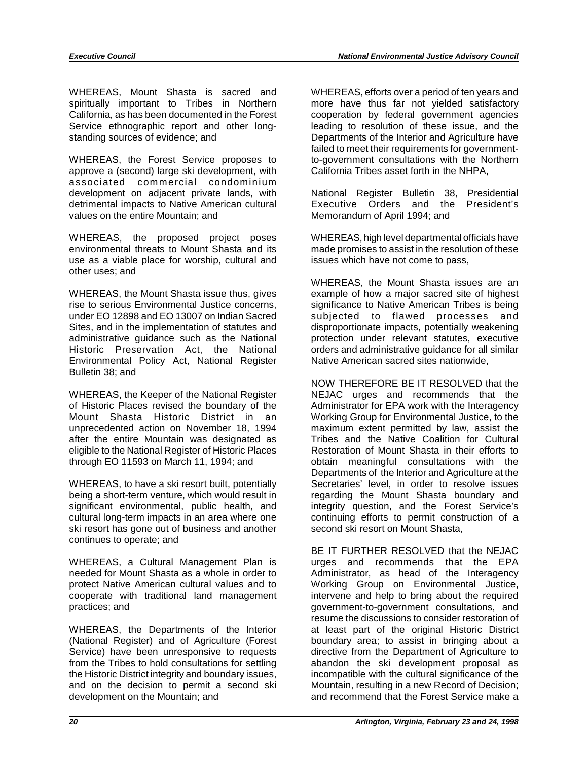WHEREAS, Mount Shasta is sacred and spiritually important to Tribes in Northern California, as has been documented in the Forest Service ethnographic report and other long-standing sources of evidence; and

WHEREAS, the Forest Service proposes to approve a (second) large ski development, with associated commercial condominium development on adjacent private lands, with detrimental impacts to Native American cultural values on the entire Mountain; and

WHEREAS, the proposed project poses environmental threats to Mount Shasta and its use as a viable place for worship, cultural and other uses; and

WHEREAS, the Mount Shasta issue thus, gives rise to serious Environmental Justice concerns, under EO 12898 and EO 13007 on Indian Sacred Sites, and in the implementation of statutes and administrative guidance such as the National Historic Preservation Act, the National Environmental Policy Act, National Register Bulletin 38; and

WHEREAS, the Keeper of the National Register of Historic Places revised the boundary of the Mount Shasta Historic District in an unprecedented action on November 18, 1994 after the entire Mountain was designated as eligible to the National Register of Historic Places through EO 11593 on March 11, 1994; and

WHEREAS, to have a ski resort built, potentially being a short-term venture, which would result in significant environmental, public health, and cultural long-term impacts in an area where one ski resort has gone out of business and another continues to operate; and

WHEREAS, a Cultural Management Plan is needed for Mount Shasta as a whole in order to protect Native American cultural values and to cooperate with traditional land management practices; and

WHEREAS, the Departments of the Interior (National Register) and of Agriculture (Forest Service) have been unresponsive to requests from the Tribes to hold consultations for settling the Historic District integrity and boundary issues, and on the decision to permit a second ski development on the Mountain; and

WHEREAS, efforts over a period of ten years and more have thus far not yielded satisfactory cooperation by federal government agencies leading to resolution of these issue, and the Departments of the Interior and Agriculture have failed to meet their requirements for government-to-government consultations with the Northern California Tribes asset forth in the NHPA,

National Register Bulletin 38, Presidential Executive Orders and the President's Memorandum of April 1994; and

WHEREAS, high level departmental officials have made promises to assist in the resolution of these issues which have not come to pass,

WHEREAS, the Mount Shasta issues are an example of how a major sacred site of highest significance to Native American Tribes is being subjected to flawed processes and disproportionate impacts, potentially weakening protection under relevant statutes, executive orders and administrative guidance for all similar Native American sacred sites nationwide,

NOW THEREFORE BE IT RESOLVED that the NEJAC urges and recommends that the Administrator for EPA work with the Interagency Working Group for Environmental Justice, to the maximum extent permitted by law, assist the Tribes and the Native Coalition for Cultural Restoration of Mount Shasta in their efforts to obtain meaningful consultations with the Departments of the Interior and Agriculture at the Secretaries' level, in order to resolve issues regarding the Mount Shasta boundary and integrity question, and the Forest Service's continuing efforts to permit construction of a second ski resort on Mount Shasta,

BE IT FURTHER RESOLVED that the NEJAC urges and recommends that the EPA Administrator, as head of the Interagency Working Group on Environmental Justice, intervene and help to bring about the required government-to-government consultations, and resume the discussions to consider restoration of at least part of the original Historic District boundary area; to assist in bringing about a directive from the Department of Agriculture to abandon the ski development proposal as incompatible with the cultural significance of the Mountain, resulting in a new Record of Decision; and recommend that the Forest Service make a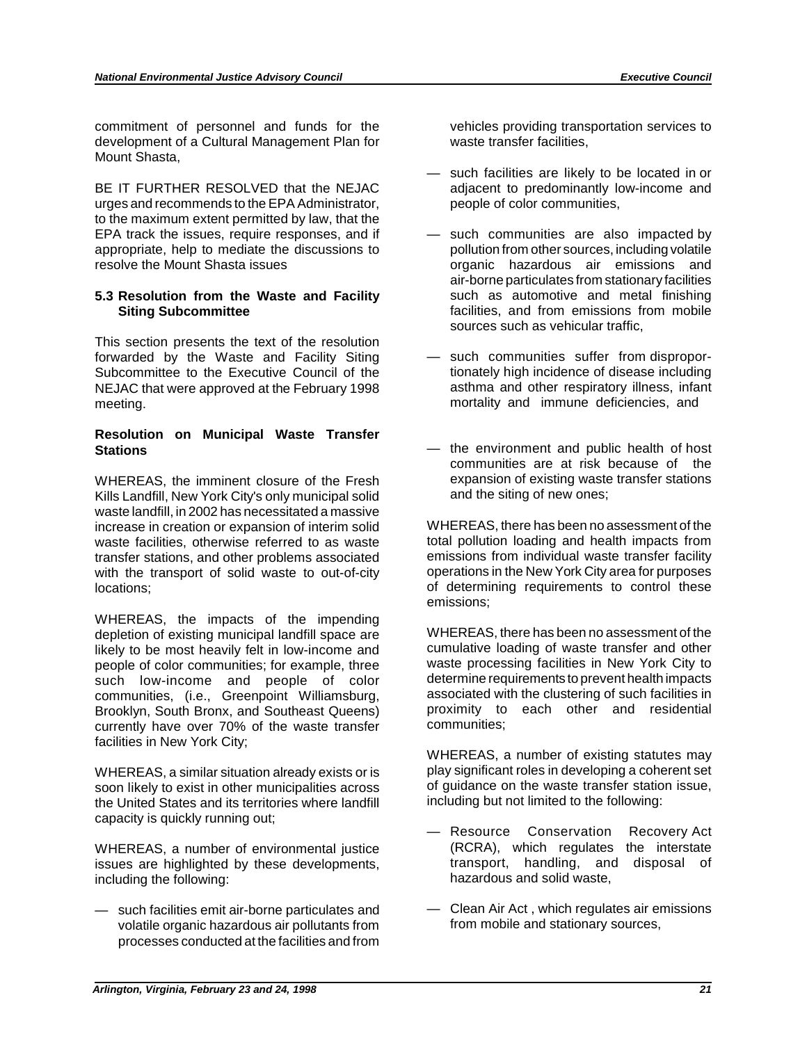commitment of personnel and funds for the development of a Cultural Management Plan for Mount Shasta,

BE IT FURTHER RESOLVED that the NEJAC urges and recommends to the EPA Administrator, to the maximum extent permitted by law, that the EPA track the issues, require responses, and if appropriate, help to mediate the discussions to resolve the Mount Shasta issues

### 5.3 Resolution from the Waste and Facility Siting Subcommittee

This section presents the text of the resolution forwarded by the Waste and Facility Siting Subcommittee to the Executive Council of the NEJAC that were approved at the February 1998 meeting.

**Resolution on Municipal Waste Transfer Stations**

WHEREAS, the imminent closure of the Fresh Kills Landfill, New York City's only municipal solid waste landfill, in 2002 has necessitated a massive increase in creation or expansion of interim solid waste facilities, otherwise referred to as waste transfer stations, and other problems associated with the transport of solid waste to out-of-city locations;

WHEREAS, the impacts of the impending depletion of existing municipal landfill space are likely to be most heavily felt in low-income and people of color communities; for example, three such low-income and people of color communities, (i.e., Greenpoint Williamsburg, Brooklyn, South Bronx, and Southeast Queens) currently have over 70% of the waste transfer facilities in New York City;

WHEREAS, a similar situation already exists or is soon likely to exist in other municipalities across the United States and its territories where landfill capacity is quickly running out;

WHEREAS, a number of environmental justice issues are highlighted by these developments, including the following:

— such facilities emit air-borne particulates and volatile organic hazardous air pollutants from processes conducted at the facilities and from vehicles providing transportation services to waste transfer facilities,

— such facilities are likely to be located in or adjacent to predominantly low-income and people of color communities,

— such communities are also impacted by pollution from other sources, including volatile organic hazardous air emissions and air-borne particulates from stationary facilities such as automotive and metal finishing facilities, and from emissions from mobile sources such as vehicular traffic,

— such communities suffer from disproportionately high incidence of disease including asthma and other respiratory illness, infant mortality and immune deficiencies, and

— the environment and public health of host communities are at risk because of the expansion of existing waste transfer stations and the siting of new ones;

WHEREAS, there has been no assessment of the total pollution loading and health impacts from emissions from individual waste transfer facility operations in the New York City area for purposes of determining requirements to control these emissions;

WHEREAS, there has been no assessment of the cumulative loading of waste transfer and other waste processing facilities in New York City to determine requirements to prevent health impacts associated with the clustering of such facilities in proximity to each other and residential communities;

WHEREAS, a number of existing statutes may play significant roles in developing a coherent set of guidance on the waste transfer station issue, including but not limited to the following:

— Resource Conservation Recovery Act (RCRA), which regulates the interstate transport, handling, and disposal of hazardous and solid waste,

— Clean Air Act , which regulates air emissions from mobile and stationary sources,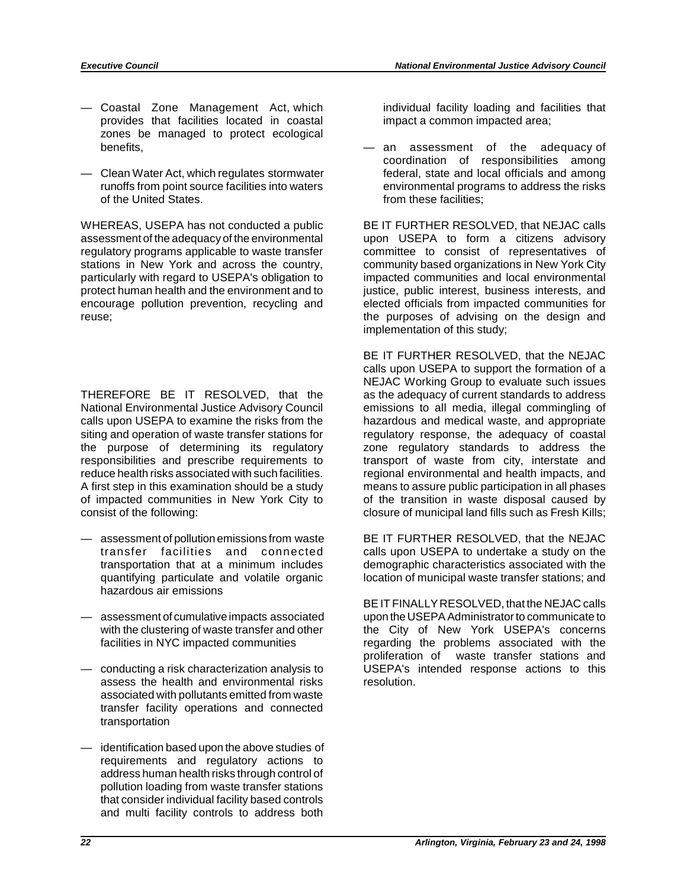— Coastal Zone Management Act, which provides that facilities located in coastal zones be managed to protect ecological benefits,

— Clean Water Act, which regulates stormwater runoffs from point source facilities into waters of the United States.

WHEREAS, USEPA has not conducted a public assessment of the adequacy of the environmental regulatory programs applicable to waste transfer stations in New York and across the country, particularly with regard to USEPA's obligation to protect human health and the environment and to encourage pollution prevention, recycling and reuse;

THEREFORE BE IT RESOLVED, that the National Environmental Justice Advisory Council calls upon USEPA to examine the risks from the siting and operation of waste transfer stations for the purpose of determining its regulatory responsibilities and prescribe requirements to reduce health risks associated with such facilities. A first step in this examination should be a study of impacted communities in New York City to consist of the following:

— assessment of pollution emissions from waste transfer facilities and connected transportation that at a minimum includes quantifying particulate and volatile organic hazardous air emissions

— assessment of cumulative impacts associated with the clustering of waste transfer and other facilities in NYC impacted communities

— conducting a risk characterization analysis to assess the health and environmental risks associated with pollutants emitted from waste transfer facility operations and connected transportation

— identification based upon the above studies of requirements and regulatory actions to address human health risks through control of pollution loading from waste transfer stations that consider individual facility based controls and multi facility controls to address both individual facility loading and facilities that impact a common impacted area;

— an assessment of the adequacy of coordination of responsibilities among federal, state and local officials and among environmental programs to address the risks from these facilities;

BE IT FURTHER RESOLVED, that NEJAC calls upon USEPA to form a citizens advisory committee to consist of representatives of community based organizations in New York City impacted communities and local environmental justice, public interest, business interests, and elected officials from impacted communities for the purposes of advising on the design and implementation of this study;

BE IT FURTHER RESOLVED, that the NEJAC calls upon USEPA to support the formation of a NEJAC Working Group to evaluate such issues as the adequacy of current standards to address emissions to all media, illegal commingling of hazardous and medical waste, and appropriate regulatory response, the adequacy of coastal zone regulatory standards to address the transport of waste from city, interstate and regional environmental and health impacts, and means to assure public participation in all phases of the transition in waste disposal caused by closure of municipal land fills such as Fresh Kills;

BE IT FURTHER RESOLVED, that the NEJAC calls upon USEPA to undertake a study on the demographic characteristics associated with the location of municipal waste transfer stations; and

BE IT FINALLY RESOLVED, that the NEJAC calls upon the USEPA Administrator to communicate to the City of New York USEPA's concerns regarding the problems associated with the proliferation of waste transfer stations and USEPA's intended response actions to this resolution.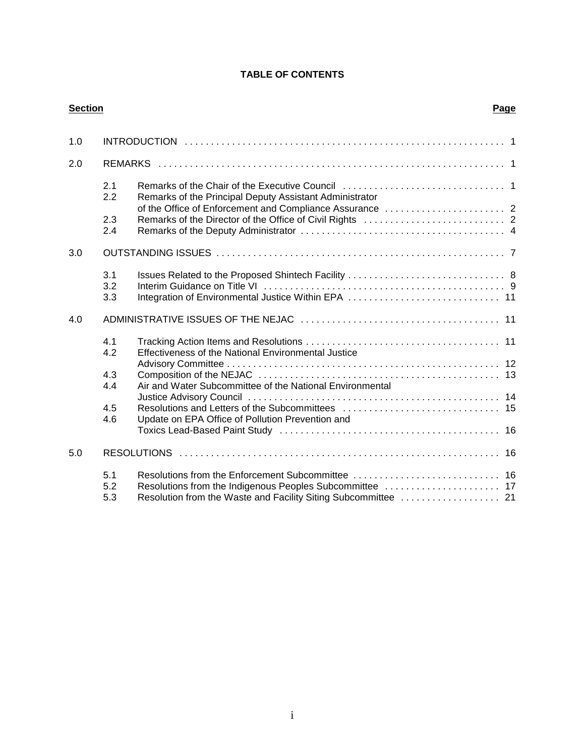## TABLE OF CONTENTS

| Section | | | Page |
|---|---|---|---|
| 1.0 | INTRODUCTION | | 1 |
| 2.0 | REMARKS | | 1 |
| | 2.1 | Remarks of the Chair of the Executive Council | 1 |
| | 2.2 | Remarks of the Principal Deputy Assistant Administrator of the Office of Enforcement and Compliance Assurance | 2 |
| | 2.3 | Remarks of the Director of the Office of Civil Rights | 2 |
| | 2.4 | Remarks of the Deputy Administrator | 4 |
| 3.0 | OUTSTANDING ISSUES | | 7 |
| | 3.1 | Issues Related to the Proposed Shintech Facility | 8 |
| | 3.2 | Interim Guidance on Title VI | 9 |
| | 3.3 | Integration of Environmental Justice Within EPA | 11 |
| 4.0 | ADMINISTRATIVE ISSUES OF THE NEJAC | | 11 |
| | 4.1 | Tracking Action Items and Resolutions | 11 |
| | 4.2 | Effectiveness of the National Environmental Justice Advisory Committee | 12 |
| | 4.3 | Composition of the NEJAC | 13 |
| | 4.4 | Air and Water Subcommittee of the National Environmental Justice Advisory Council | 14 |
| | 4.5 | Resolutions and Letters of the Subcommittees | 15 |
| | 4.6 | Update on EPA Office of Pollution Prevention and Toxics Lead-Based Paint Study | 16 |
| 5.0 | RESOLUTIONS | | 16 |
| | 5.1 | Resolutions from the Enforcement Subcommittee | 16 |
| | 5.2 | Resolutions from the Indigenous Peoples Subcommittee | 17 |
| | 5.3 | Resolution from the Waste and Facility Siting Subcommittee | 21 |